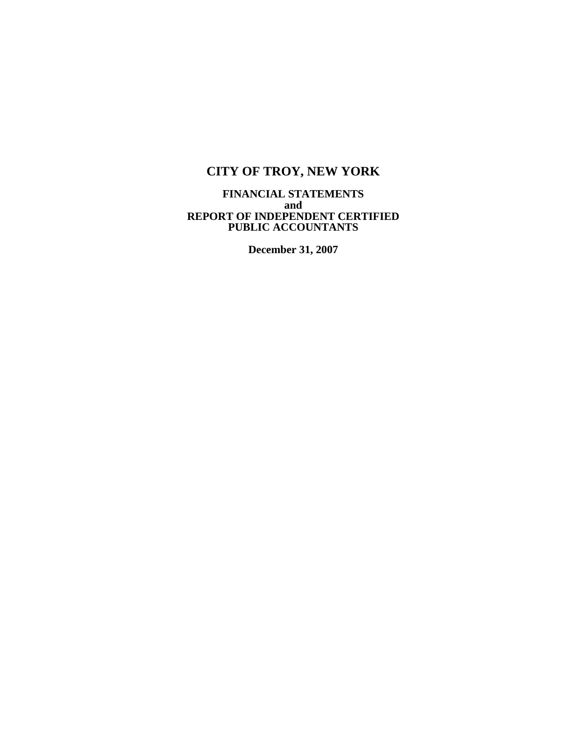# CITY OF TROY, NEW YORK

**FINANCIAL STATEMENTS**
**and**
**REPORT OF INDEPENDENT CERTIFIED PUBLIC ACCOUNTANTS**

**December 31, 2007**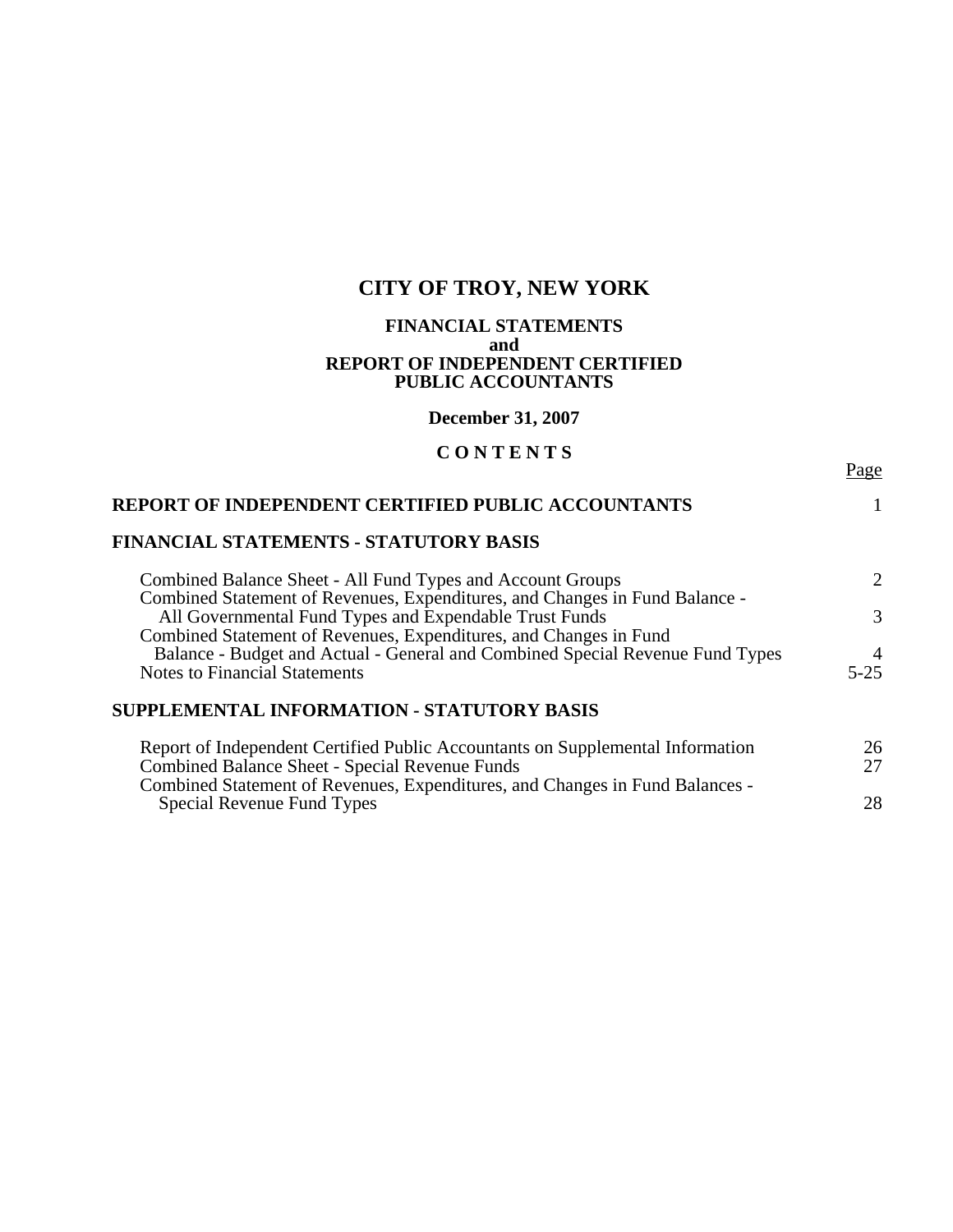# CITY OF TROY, NEW YORK

**FINANCIAL STATEMENTS**
**and**
**REPORT OF INDEPENDENT CERTIFIED PUBLIC ACCOUNTANTS**

**December 31, 2007**

**C O N T E N T S**

| | Page |
|---|---|
| **REPORT OF INDEPENDENT CERTIFIED PUBLIC ACCOUNTANTS** | 1 |
| **FINANCIAL STATEMENTS - STATUTORY BASIS** | |
| Combined Balance Sheet - All Fund Types and Account Groups | 2 |
| Combined Statement of Revenues, Expenditures, and Changes in Fund Balance - All Governmental Fund Types and Expendable Trust Funds | 3 |
| Combined Statement of Revenues, Expenditures, and Changes in Fund Balance - Budget and Actual - General and Combined Special Revenue Fund Types | 4 |
| Notes to Financial Statements | 5-25 |
| **SUPPLEMENTAL INFORMATION - STATUTORY BASIS** | |
| Report of Independent Certified Public Accountants on Supplemental Information | 26 |
| Combined Balance Sheet - Special Revenue Funds | 27 |
| Combined Statement of Revenues, Expenditures, and Changes in Fund Balances - Special Revenue Fund Types | 28 |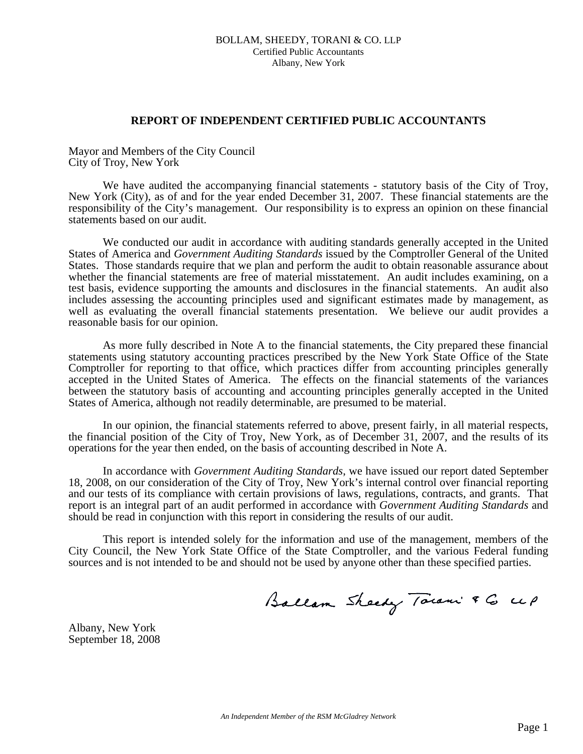BOLLAM, SHEEDY, TORANI & CO. LLP
Certified Public Accountants
Albany, New York

## REPORT OF INDEPENDENT CERTIFIED PUBLIC ACCOUNTANTS

Mayor and Members of the City Council
City of Troy, New York

We have audited the accompanying financial statements - statutory basis of the City of Troy, New York (City), as of and for the year ended December 31, 2007. These financial statements are the responsibility of the City's management. Our responsibility is to express an opinion on these financial statements based on our audit.

We conducted our audit in accordance with auditing standards generally accepted in the United States of America and *Government Auditing Standards* issued by the Comptroller General of the United States. Those standards require that we plan and perform the audit to obtain reasonable assurance about whether the financial statements are free of material misstatement. An audit includes examining, on a test basis, evidence supporting the amounts and disclosures in the financial statements. An audit also includes assessing the accounting principles used and significant estimates made by management, as well as evaluating the overall financial statements presentation. We believe our audit provides a reasonable basis for our opinion.

As more fully described in Note A to the financial statements, the City prepared these financial statements using statutory accounting practices prescribed by the New York State Office of the State Comptroller for reporting to that office, which practices differ from accounting principles generally accepted in the United States of America. The effects on the financial statements of the variances between the statutory basis of accounting and accounting principles generally accepted in the United States of America, although not readily determinable, are presumed to be material.

In our opinion, the financial statements referred to above, present fairly, in all material respects, the financial position of the City of Troy, New York, as of December 31, 2007, and the results of its operations for the year then ended, on the basis of accounting described in Note A.

In accordance with *Government Auditing Standards*, we have issued our report dated September 18, 2008, on our consideration of the City of Troy, New York's internal control over financial reporting and our tests of its compliance with certain provisions of laws, regulations, contracts, and grants. That report is an integral part of an audit performed in accordance with *Government Auditing Standards* and should be read in conjunction with this report in considering the results of our audit.

This report is intended solely for the information and use of the management, members of the City Council, the New York State Office of the State Comptroller, and the various Federal funding sources and is not intended to be and should not be used by anyone other than these specified parties.

Bollam Sheedy Torani & Co LLP

Albany, New York
September 18, 2008

*An Independent Member of the RSM McGladrey Network*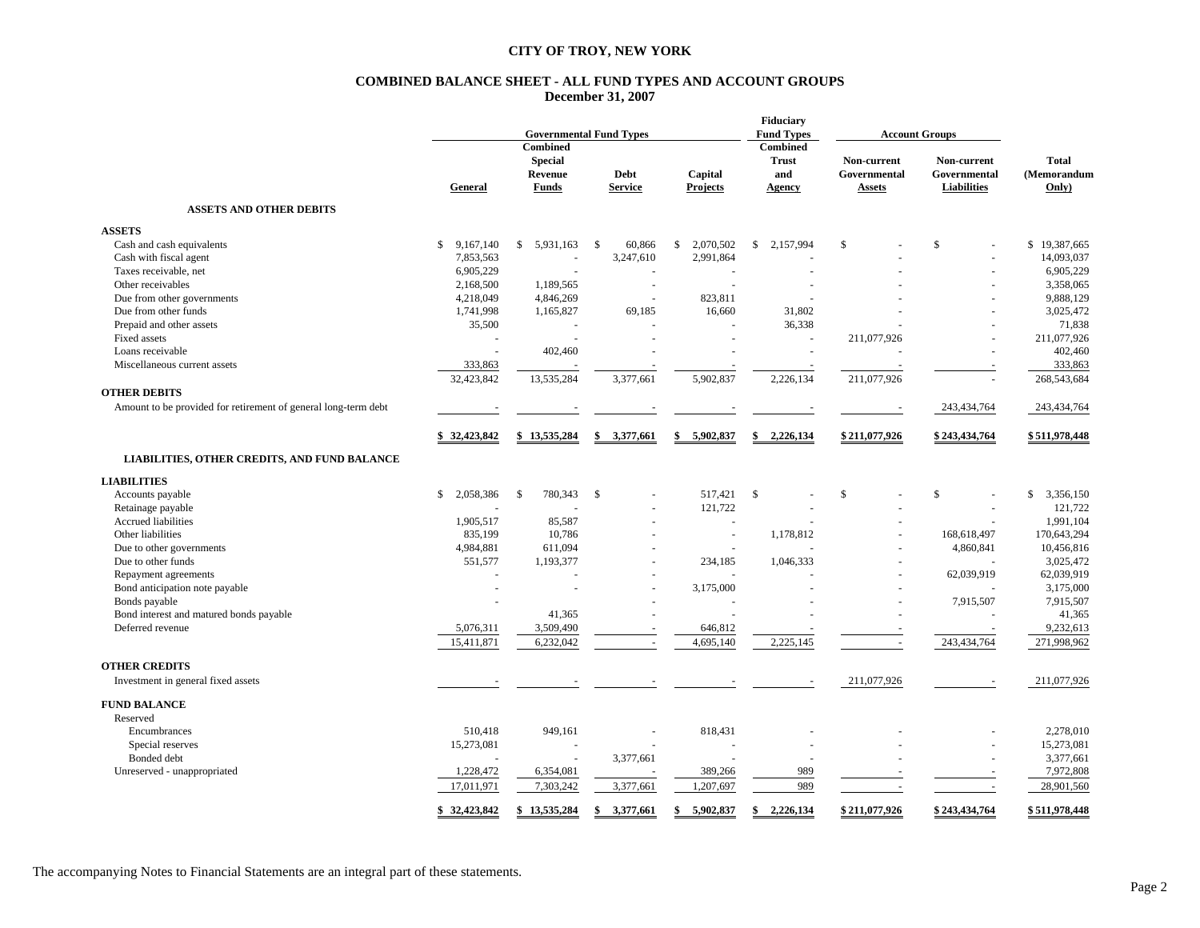# CITY OF TROY, NEW YORK

## COMBINED BALANCE SHEET - ALL FUND TYPES AND ACCOUNT GROUPS
### December 31, 2007

| | Governmental Fund Types | | | | Fiduciary Fund Types | Account Groups | | |
|---|---|---|---|---|---|---|---|---|
| | General | Combined Special Revenue Funds | Debt Service | Capital Projects | Combined Trust and Agency | Non-current Governmental Assets | Non-current Governmental Liabilities | Total (Memorandum Only) |
| **ASSETS AND OTHER DEBITS** | | | | | | | | |
| **ASSETS** | | | | | | | | |
| Cash and cash equivalents | $ 9,167,140 | $ 5,931,163 | $ 60,866 | $ 2,070,502 | $ 2,157,994 | $ - | $ - | $ 19,387,665 |
| Cash with fiscal agent | 7,853,563 | - | 3,247,610 | 2,991,864 | - | - | - | 14,093,037 |
| Taxes receivable, net | 6,905,229 | - | - | - | - | - | - | 6,905,229 |
| Other receivables | 2,168,500 | 1,189,565 | - | - | - | - | - | 3,358,065 |
| Due from other governments | 4,218,049 | 4,846,269 | - | 823,811 | - | - | - | 9,888,129 |
| Due from other funds | 1,741,998 | 1,165,827 | 69,185 | 16,660 | 31,802 | - | - | 3,025,472 |
| Prepaid and other assets | 35,500 | - | - | - | 36,338 | - | - | 71,838 |
| Fixed assets | - | - | - | - | - | 211,077,926 | - | 211,077,926 |
| Loans receivable | - | 402,460 | - | - | - | - | - | 402,460 |
| Miscellaneous current assets | 333,863 | - | - | - | - | - | - | 333,863 |
| | 32,423,842 | 13,535,284 | 3,377,661 | 5,902,837 | 2,226,134 | 211,077,926 | - | 268,543,684 |
| **OTHER DEBITS** | | | | | | | | |
| Amount to be provided for retirement of general long-term debt | - | - | - | - | - | - | 243,434,764 | 243,434,764 |
| | $ 32,423,842 | $ 13,535,284 | $ 3,377,661 | $ 5,902,837 | $ 2,226,134 | $ 211,077,926 | $ 243,434,764 | $ 511,978,448 |
| **LIABILITIES, OTHER CREDITS, AND FUND BALANCE** | | | | | | | | |
| **LIABILITIES** | | | | | | | | |
| Accounts payable | $ 2,058,386 | $ 780,343 | $ - | 517,421 | $ - | $ - | $ - | $ 3,356,150 |
| Retainage payable | - | - | - | 121,722 | - | - | - | 121,722 |
| Accrued liabilities | 1,905,517 | 85,587 | - | - | - | - | - | 1,991,104 |
| Other liabilities | 835,199 | 10,786 | - | - | 1,178,812 | - | 168,618,497 | 170,643,294 |
| Due to other governments | 4,984,881 | 611,094 | - | - | - | - | 4,860,841 | 10,456,816 |
| Due to other funds | 551,577 | 1,193,377 | - | 234,185 | 1,046,333 | - | - | 3,025,472 |
| Repayment agreements | - | - | - | - | - | - | 62,039,919 | 62,039,919 |
| Bond anticipation note payable | - | - | - | 3,175,000 | - | - | - | 3,175,000 |
| Bonds payable | - | - | - | - | - | - | 7,915,507 | 7,915,507 |
| Bond interest and matured bonds payable | | 41,365 | - | - | - | - | - | 41,365 |
| Deferred revenue | 5,076,311 | 3,509,490 | - | 646,812 | - | - | - | 9,232,613 |
| | 15,411,871 | 6,232,042 | - | 4,695,140 | 2,225,145 | - | 243,434,764 | 271,998,962 |
| **OTHER CREDITS** | | | | | | | | |
| Investment in general fixed assets | - | - | - | - | - | 211,077,926 | - | 211,077,926 |
| **FUND BALANCE** | | | | | | | | |
| Reserved | | | | | | | | |
| Encumbrances | 510,418 | 949,161 | - | 818,431 | - | - | - | 2,278,010 |
| Special reserves | 15,273,081 | - | - | - | - | - | - | 15,273,081 |
| Bonded debt | - | - | 3,377,661 | - | - | - | - | 3,377,661 |
| Unreserved - unappropriated | 1,228,472 | 6,354,081 | - | 389,266 | 989 | - | - | 7,972,808 |
| | 17,011,971 | 7,303,242 | 3,377,661 | 1,207,697 | 989 | - | - | 28,901,560 |
| | $ 32,423,842 | $ 13,535,284 | $ 3,377,661 | $ 5,902,837 | $ 2,226,134 | $ 211,077,926 | $ 243,434,764 | $ 511,978,448 |

The accompanying Notes to Financial Statements are an integral part of these statements.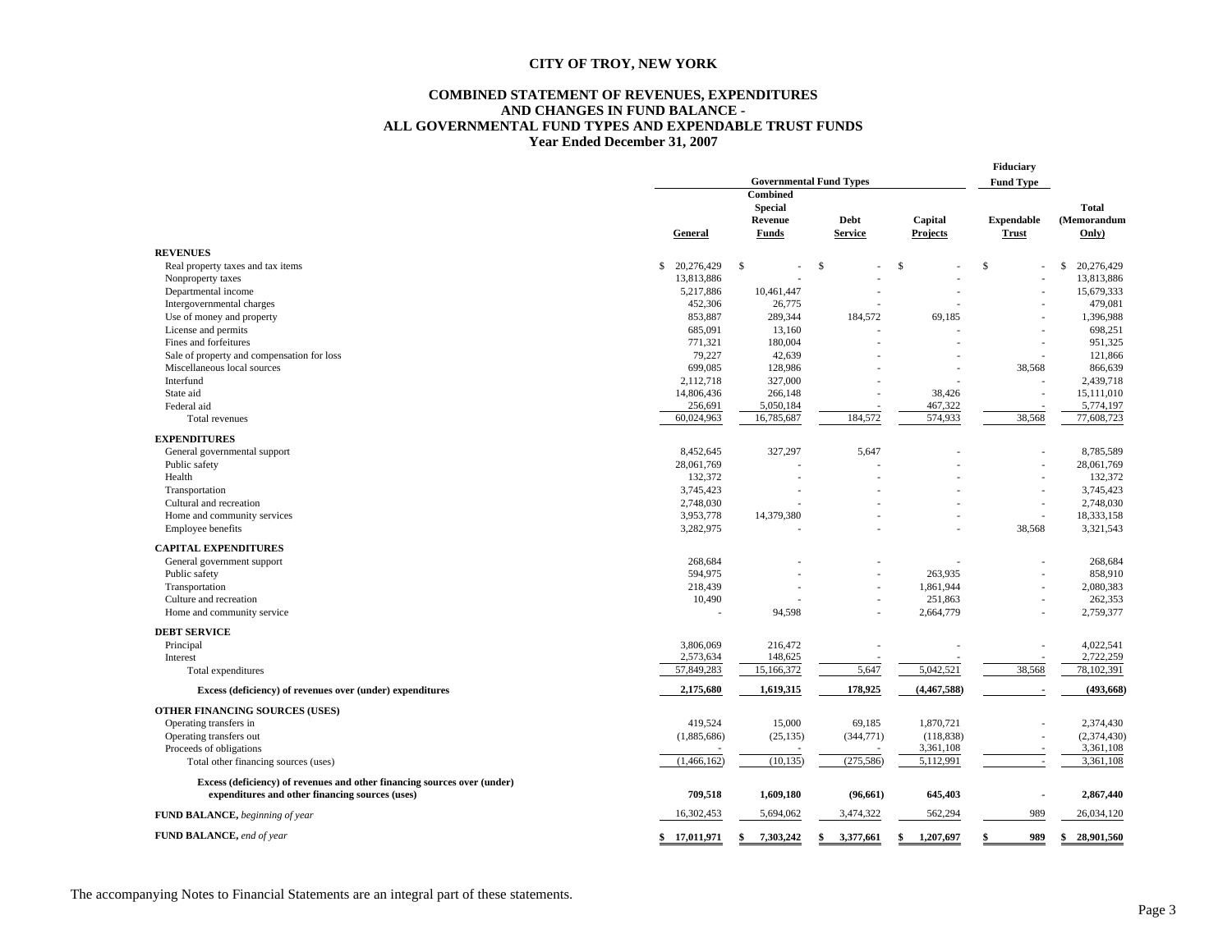# CITY OF TROY, NEW YORK

## COMBINED STATEMENT OF REVENUES, EXPENDITURES AND CHANGES IN FUND BALANCE - ALL GOVERNMENTAL FUND TYPES AND EXPENDABLE TRUST FUNDS

### Year Ended December 31, 2007

| | Governmental Fund Types | | | | Fiduciary Fund Type | |
|---|---|---|---|---|---|---|
| | General | Combined Special Revenue Funds | Debt Service | Capital Projects | Expendable Trust | Total (Memorandum Only) |
| **REVENUES** | | | | | | |
| Real property taxes and tax items | $ 20,276,429 | $ - | $ - | $ - | $ - | $ 20,276,429 |
| Nonproperty taxes | 13,813,886 | - | - | - | - | 13,813,886 |
| Departmental income | 5,217,886 | 10,461,447 | - | - | - | 15,679,333 |
| Intergovernmental charges | 452,306 | 26,775 | - | - | - | 479,081 |
| Use of money and property | 853,887 | 289,344 | 184,572 | 69,185 | - | 1,396,988 |
| License and permits | 685,091 | 13,160 | - | - | - | 698,251 |
| Fines and forfeitures | 771,321 | 180,004 | - | - | - | 951,325 |
| Sale of property and compensation for loss | 79,227 | 42,639 | - | - | - | 121,866 |
| Miscellaneous local sources | 699,085 | 128,986 | - | - | 38,568 | 866,639 |
| Interfund | 2,112,718 | 327,000 | - | - | - | 2,439,718 |
| State aid | 14,806,436 | 266,148 | - | 38,426 | - | 15,111,010 |
| Federal aid | 256,691 | 5,050,184 | - | 467,322 | - | 5,774,197 |
| Total revenues | 60,024,963 | 16,785,687 | 184,572 | 574,933 | 38,568 | 77,608,723 |
| **EXPENDITURES** | | | | | | |
| General governmental support | 8,452,645 | 327,297 | 5,647 | - | - | 8,785,589 |
| Public safety | 28,061,769 | - | - | - | - | 28,061,769 |
| Health | 132,372 | - | - | - | - | 132,372 |
| Transportation | 3,745,423 | - | - | - | - | 3,745,423 |
| Cultural and recreation | 2,748,030 | - | - | - | - | 2,748,030 |
| Home and community services | 3,953,778 | 14,379,380 | - | - | - | 18,333,158 |
| Employee benefits | 3,282,975 | - | - | - | 38,568 | 3,321,543 |
| **CAPITAL EXPENDITURES** | | | | | | |
| General government support | 268,684 | - | - | - | - | 268,684 |
| Public safety | 594,975 | - | - | 263,935 | - | 858,910 |
| Transportation | 218,439 | - | - | 1,861,944 | - | 2,080,383 |
| Culture and recreation | 10,490 | - | - | 251,863 | - | 262,353 |
| Home and community service | - | 94,598 | - | 2,664,779 | - | 2,759,377 |
| **DEBT SERVICE** | | | | | | |
| Principal | 3,806,069 | 216,472 | - | - | - | 4,022,541 |
| Interest | 2,573,634 | 148,625 | - | - | - | 2,722,259 |
| Total expenditures | 57,849,283 | 15,166,372 | 5,647 | 5,042,521 | 38,568 | 78,102,391 |
| **Excess (deficiency) of revenues over (under) expenditures** | **2,175,680** | **1,619,315** | **178,925** | **(4,467,588)** | **-** | **(493,668)** |
| **OTHER FINANCING SOURCES (USES)** | | | | | | |
| Operating transfers in | 419,524 | 15,000 | 69,185 | 1,870,721 | - | 2,374,430 |
| Operating transfers out | (1,885,686) | (25,135) | (344,771) | (118,838) | - | (2,374,430) |
| Proceeds of obligations | - | - | - | 3,361,108 | - | 3,361,108 |
| Total other financing sources (uses) | (1,466,162) | (10,135) | (275,586) | 5,112,991 | - | 3,361,108 |
| **Excess (deficiency) of revenues and other financing sources over (under) expenditures and other financing sources (uses)** | **709,518** | **1,609,180** | **(96,661)** | **645,403** | **-** | **2,867,440** |
| **FUND BALANCE,** *beginning of year* | 16,302,453 | 5,694,062 | 3,474,322 | 562,294 | 989 | 26,034,120 |
| **FUND BALANCE,** *end of year* | **$ 17,011,971** | **$ 7,303,242** | **$ 3,377,661** | **$ 1,207,697** | **$ 989** | **$ 28,901,560** |

The accompanying Notes to Financial Statements are an integral part of these statements.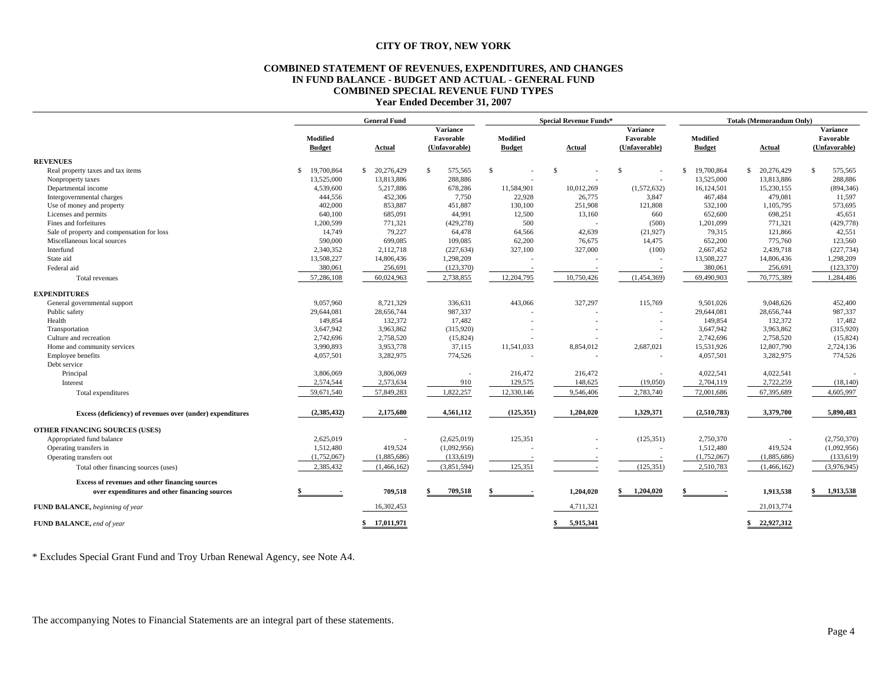# CITY OF TROY, NEW YORK

## COMBINED STATEMENT OF REVENUES, EXPENDITURES, AND CHANGES IN FUND BALANCE - BUDGET AND ACTUAL - GENERAL FUND COMBINED SPECIAL REVENUE FUND TYPES

### Year Ended December 31, 2007

| | General Fund | | | Special Revenue Funds* | | | Totals (Memorandum Only) | | |
|---|---|---|---|---|---|---|---|---|---|
| | Modified Budget | Actual | Variance Favorable (Unfavorable) | Modified Budget | Actual | Variance Favorable (Unfavorable) | Modified Budget | Actual | Variance Favorable (Unfavorable) |
| **REVENUES** | | | | | | | | | |
| Real property taxes and tax items | $ 19,700,864 | $ 20,276,429 | $ 575,565 | $ - | $ - | $ - | $ 19,700,864 | $ 20,276,429 | $ 575,565 |
| Nonproperty taxes | 13,525,000 | 13,813,886 | 288,886 | - | - | - | 13,525,000 | 13,813,886 | 288,886 |
| Departmental income | 4,539,600 | 5,217,886 | 678,286 | 11,584,901 | 10,012,269 | (1,572,632) | 16,124,501 | 15,230,155 | (894,346) |
| Intergovernmental charges | 444,556 | 452,306 | 7,750 | 22,928 | 26,775 | 3,847 | 467,484 | 479,081 | 11,597 |
| Use of money and property | 402,000 | 853,887 | 451,887 | 130,100 | 251,908 | 121,808 | 532,100 | 1,105,795 | 573,695 |
| Licenses and permits | 640,100 | 685,091 | 44,991 | 12,500 | 13,160 | 660 | 652,600 | 698,251 | 45,651 |
| Fines and forfeitures | 1,200,599 | 771,321 | (429,278) | 500 | - | (500) | 1,201,099 | 771,321 | (429,778) |
| Sale of property and compensation for loss | 14,749 | 79,227 | 64,478 | 64,566 | 42,639 | (21,927) | 79,315 | 121,866 | 42,551 |
| Miscellaneous local sources | 590,000 | 699,085 | 109,085 | 62,200 | 76,675 | 14,475 | 652,200 | 775,760 | 123,560 |
| Interfund | 2,340,352 | 2,112,718 | (227,634) | 327,100 | 327,000 | (100) | 2,667,452 | 2,439,718 | (227,734) |
| State aid | 13,508,227 | 14,806,436 | 1,298,209 | - | - | - | 13,508,227 | 14,806,436 | 1,298,209 |
| Federal aid | 380,061 | 256,691 | (123,370) | - | - | - | 380,061 | 256,691 | (123,370) |
| Total revenues | 57,286,108 | 60,024,963 | 2,738,855 | 12,204,795 | 10,750,426 | (1,454,369) | 69,490,903 | 70,775,389 | 1,284,486 |
| **EXPENDITURES** | | | | | | | | | |
| General governmental support | 9,057,960 | 8,721,329 | 336,631 | 443,066 | 327,297 | 115,769 | 9,501,026 | 9,048,626 | 452,400 |
| Public safety | 29,644,081 | 28,656,744 | 987,337 | - | - | - | 29,644,081 | 28,656,744 | 987,337 |
| Health | 149,854 | 132,372 | 17,482 | - | - | - | 149,854 | 132,372 | 17,482 |
| Transportation | 3,647,942 | 3,963,862 | (315,920) | - | - | - | 3,647,942 | 3,963,862 | (315,920) |
| Culture and recreation | 2,742,696 | 2,758,520 | (15,824) | - | - | - | 2,742,696 | 2,758,520 | (15,824) |
| Home and community services | 3,990,893 | 3,953,778 | 37,115 | 11,541,033 | 8,854,012 | 2,687,021 | 15,531,926 | 12,807,790 | 2,724,136 |
| Employee benefits | 4,057,501 | 3,282,975 | 774,526 | - | - | - | 4,057,501 | 3,282,975 | 774,526 |
| Debt service | | | | | | | | | |
| Principal | 3,806,069 | 3,806,069 | - | 216,472 | 216,472 | - | 4,022,541 | 4,022,541 | - |
| Interest | 2,574,544 | 2,573,634 | 910 | 129,575 | 148,625 | (19,050) | 2,704,119 | 2,722,259 | (18,140) |
| Total expenditures | 59,671,540 | 57,849,283 | 1,822,257 | 12,330,146 | 9,546,406 | 2,783,740 | 72,001,686 | 67,395,689 | 4,605,997 |
| **Excess (deficiency) of revenues over (under) expenditures** | **(2,385,432)** | **2,175,680** | **4,561,112** | **(125,351)** | **1,204,020** | **1,329,371** | **(2,510,783)** | **3,379,700** | **5,890,483** |
| **OTHER FINANCING SOURCES (USES)** | | | | | | | | | |
| Appropriated fund balance | 2,625,019 | - | (2,625,019) | 125,351 | - | (125,351) | 2,750,370 | - | (2,750,370) |
| Operating transfers in | 1,512,480 | 419,524 | (1,092,956) | - | - | - | 1,512,480 | 419,524 | (1,092,956) |
| Operating transfers out | (1,752,067) | (1,885,686) | (133,619) | - | - | - | (1,752,067) | (1,885,686) | (133,619) |
| Total other financing sources (uses) | 2,385,432 | (1,466,162) | (3,851,594) | 125,351 | - | (125,351) | 2,510,783 | (1,466,162) | (3,976,945) |
| **Excess of revenues and other financing sources over expenditures and other financing sources** | **$ -** | **709,518** | **$ 709,518** | **$ -** | **1,204,020** | **$ 1,204,020** | **$ -** | **1,913,538** | **$ 1,913,538** |
| **FUND BALANCE,** *beginning of year* | | 16,302,453 | | | 4,711,321 | | | 21,013,774 | |
| **FUND BALANCE,** *end of year* | | **$ 17,011,971** | | | **$ 5,915,341** | | | **$ 22,927,312** | |

\* Excludes Special Grant Fund and Troy Urban Renewal Agency, see Note A4.

The accompanying Notes to Financial Statements are an integral part of these statements.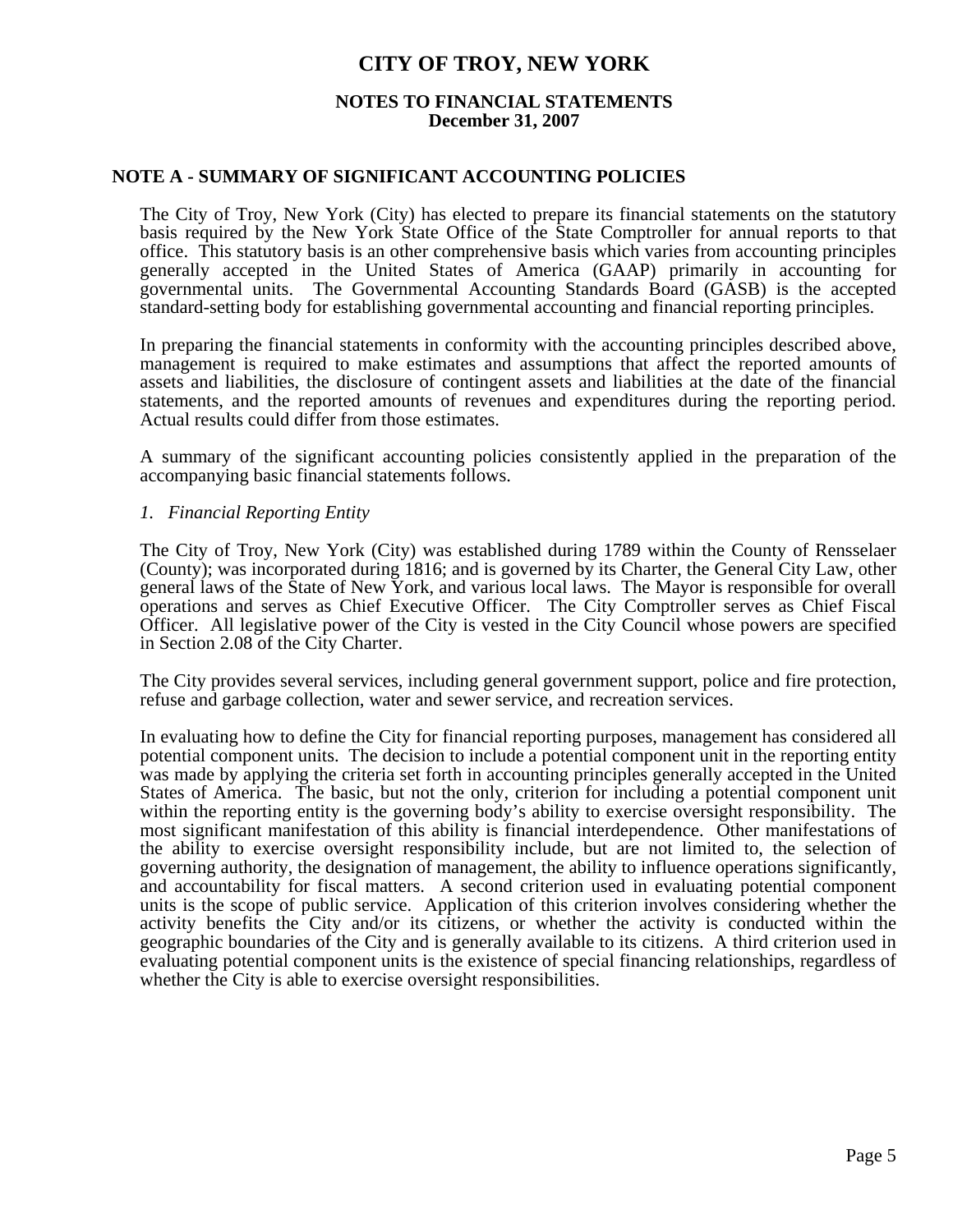# CITY OF TROY, NEW YORK

## NOTES TO FINANCIAL STATEMENTS
**December 31, 2007**

## NOTE A - SUMMARY OF SIGNIFICANT ACCOUNTING POLICIES

The City of Troy, New York (City) has elected to prepare its financial statements on the statutory basis required by the New York State Office of the State Comptroller for annual reports to that office. This statutory basis is an other comprehensive basis which varies from accounting principles generally accepted in the United States of America (GAAP) primarily in accounting for governmental units. The Governmental Accounting Standards Board (GASB) is the accepted standard-setting body for establishing governmental accounting and financial reporting principles.

In preparing the financial statements in conformity with the accounting principles described above, management is required to make estimates and assumptions that affect the reported amounts of assets and liabilities, the disclosure of contingent assets and liabilities at the date of the financial statements, and the reported amounts of revenues and expenditures during the reporting period. Actual results could differ from those estimates.

A summary of the significant accounting policies consistently applied in the preparation of the accompanying basic financial statements follows.

*1. Financial Reporting Entity*

The City of Troy, New York (City) was established during 1789 within the County of Rensselaer (County); was incorporated during 1816; and is governed by its Charter, the General City Law, other general laws of the State of New York, and various local laws. The Mayor is responsible for overall operations and serves as Chief Executive Officer. The City Comptroller serves as Chief Fiscal Officer. All legislative power of the City is vested in the City Council whose powers are specified in Section 2.08 of the City Charter.

The City provides several services, including general government support, police and fire protection, refuse and garbage collection, water and sewer service, and recreation services.

In evaluating how to define the City for financial reporting purposes, management has considered all potential component units. The decision to include a potential component unit in the reporting entity was made by applying the criteria set forth in accounting principles generally accepted in the United States of America. The basic, but not the only, criterion for including a potential component unit within the reporting entity is the governing body's ability to exercise oversight responsibility. The most significant manifestation of this ability is financial interdependence. Other manifestations of the ability to exercise oversight responsibility include, but are not limited to, the selection of governing authority, the designation of management, the ability to influence operations significantly, and accountability for fiscal matters. A second criterion used in evaluating potential component units is the scope of public service. Application of this criterion involves considering whether the activity benefits the City and/or its citizens, or whether the activity is conducted within the geographic boundaries of the City and is generally available to its citizens. A third criterion used in evaluating potential component units is the existence of special financing relationships, regardless of whether the City is able to exercise oversight responsibilities.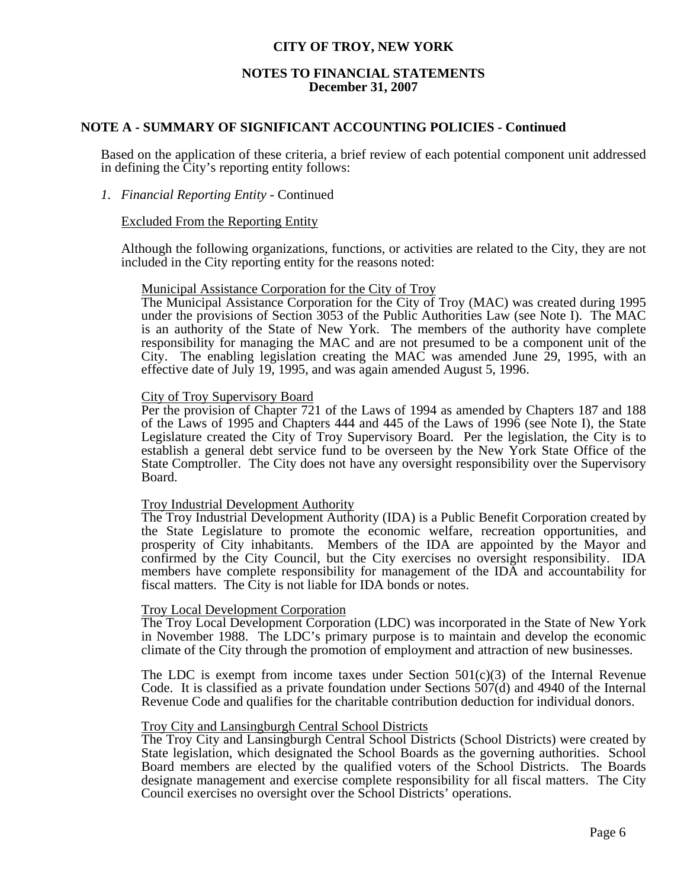## NOTE A - SUMMARY OF SIGNIFICANT ACCOUNTING POLICIES - Continued

Based on the application of these criteria, a brief review of each potential component unit addressed in defining the City's reporting entity follows:

*1. Financial Reporting Entity* - Continued

Excluded From the Reporting Entity

Although the following organizations, functions, or activities are related to the City, they are not included in the City reporting entity for the reasons noted:

Municipal Assistance Corporation for the City of Troy
The Municipal Assistance Corporation for the City of Troy (MAC) was created during 1995 under the provisions of Section 3053 of the Public Authorities Law (see Note I). The MAC is an authority of the State of New York. The members of the authority have complete responsibility for managing the MAC and are not presumed to be a component unit of the City. The enabling legislation creating the MAC was amended June 29, 1995, with an effective date of July 19, 1995, and was again amended August 5, 1996.

City of Troy Supervisory Board
Per the provision of Chapter 721 of the Laws of 1994 as amended by Chapters 187 and 188 of the Laws of 1995 and Chapters 444 and 445 of the Laws of 1996 (see Note I), the State Legislature created the City of Troy Supervisory Board. Per the legislation, the City is to establish a general debt service fund to be overseen by the New York State Office of the State Comptroller. The City does not have any oversight responsibility over the Supervisory Board.

Troy Industrial Development Authority
The Troy Industrial Development Authority (IDA) is a Public Benefit Corporation created by the State Legislature to promote the economic welfare, recreation opportunities, and prosperity of City inhabitants. Members of the IDA are appointed by the Mayor and confirmed by the City Council, but the City exercises no oversight responsibility. IDA members have complete responsibility for management of the IDA and accountability for fiscal matters. The City is not liable for IDA bonds or notes.

Troy Local Development Corporation
The Troy Local Development Corporation (LDC) was incorporated in the State of New York in November 1988. The LDC's primary purpose is to maintain and develop the economic climate of the City through the promotion of employment and attraction of new businesses.

The LDC is exempt from income taxes under Section 501(c)(3) of the Internal Revenue Code. It is classified as a private foundation under Sections 507(d) and 4940 of the Internal Revenue Code and qualifies for the charitable contribution deduction for individual donors.

Troy City and Lansingburgh Central School Districts
The Troy City and Lansingburgh Central School Districts (School Districts) were created by State legislation, which designated the School Boards as the governing authorities. School Board members are elected by the qualified voters of the School Districts. The Boards designate management and exercise complete responsibility for all fiscal matters. The City Council exercises no oversight over the School Districts' operations.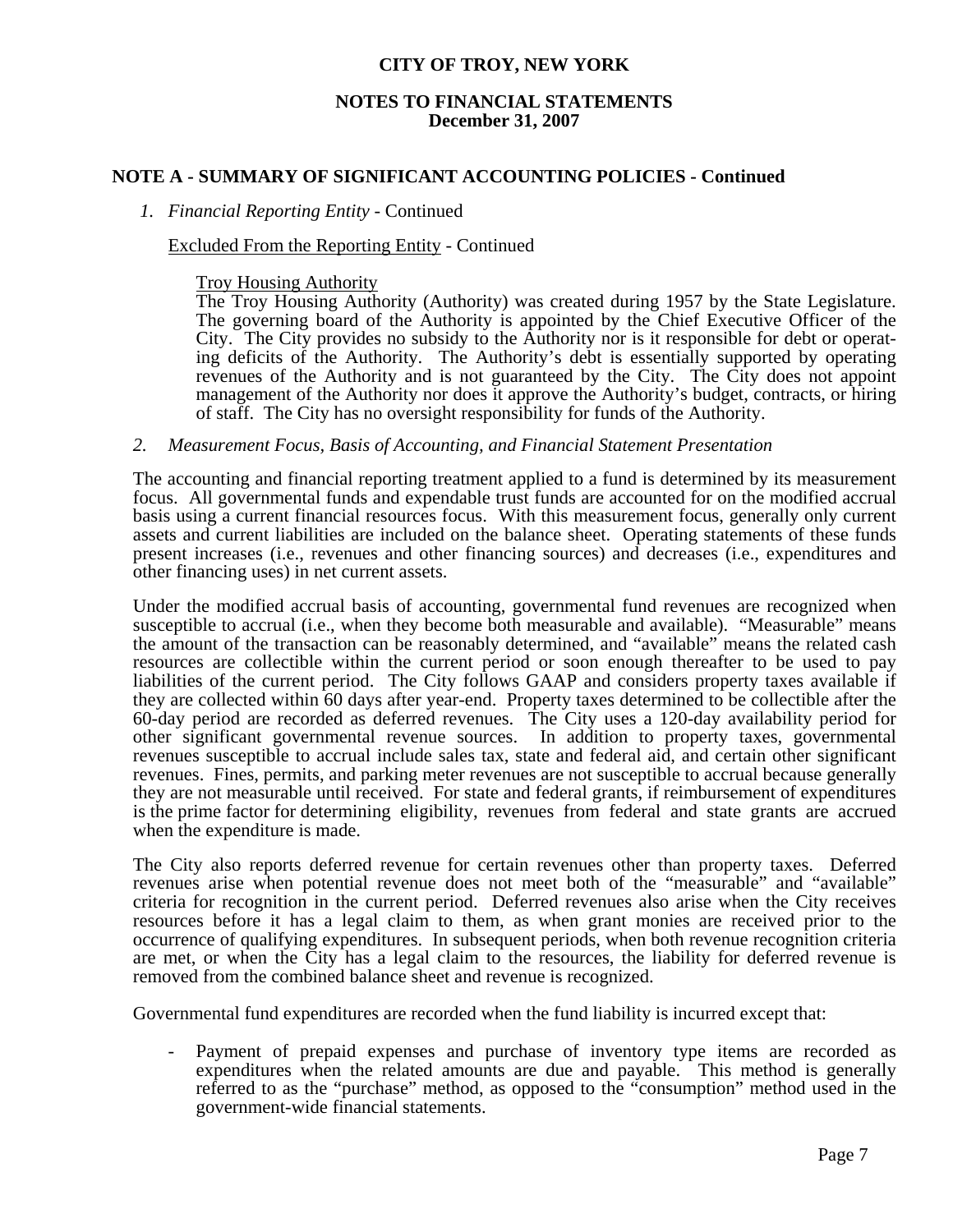**CITY OF TROY, NEW YORK**

**NOTES TO FINANCIAL STATEMENTS**
**December 31, 2007**

## NOTE A - SUMMARY OF SIGNIFICANT ACCOUNTING POLICIES - Continued

*1. Financial Reporting Entity* - Continued

Excluded From the Reporting Entity - Continued

Troy Housing Authority
The Troy Housing Authority (Authority) was created during 1957 by the State Legislature. The governing board of the Authority is appointed by the Chief Executive Officer of the City. The City provides no subsidy to the Authority nor is it responsible for debt or operating deficits of the Authority. The Authority's debt is essentially supported by operating revenues of the Authority and is not guaranteed by the City. The City does not appoint management of the Authority nor does it approve the Authority's budget, contracts, or hiring of staff. The City has no oversight responsibility for funds of the Authority.

*2. Measurement Focus, Basis of Accounting, and Financial Statement Presentation*

The accounting and financial reporting treatment applied to a fund is determined by its measurement focus. All governmental funds and expendable trust funds are accounted for on the modified accrual basis using a current financial resources focus. With this measurement focus, generally only current assets and current liabilities are included on the balance sheet. Operating statements of these funds present increases (i.e., revenues and other financing sources) and decreases (i.e., expenditures and other financing uses) in net current assets.

Under the modified accrual basis of accounting, governmental fund revenues are recognized when susceptible to accrual (i.e., when they become both measurable and available). "Measurable" means the amount of the transaction can be reasonably determined, and "available" means the related cash resources are collectible within the current period or soon enough thereafter to be used to pay liabilities of the current period. The City follows GAAP and considers property taxes available if they are collected within 60 days after year-end. Property taxes determined to be collectible after the 60-day period are recorded as deferred revenues. The City uses a 120-day availability period for other significant governmental revenue sources. In addition to property taxes, governmental revenues susceptible to accrual include sales tax, state and federal aid, and certain other significant revenues. Fines, permits, and parking meter revenues are not susceptible to accrual because generally they are not measurable until received. For state and federal grants, if reimbursement of expenditures is the prime factor for determining eligibility, revenues from federal and state grants are accrued when the expenditure is made.

The City also reports deferred revenue for certain revenues other than property taxes. Deferred revenues arise when potential revenue does not meet both of the "measurable" and "available" criteria for recognition in the current period. Deferred revenues also arise when the City receives resources before it has a legal claim to them, as when grant monies are received prior to the occurrence of qualifying expenditures. In subsequent periods, when both revenue recognition criteria are met, or when the City has a legal claim to the resources, the liability for deferred revenue is removed from the combined balance sheet and revenue is recognized.

Governmental fund expenditures are recorded when the fund liability is incurred except that:

- Payment of prepaid expenses and purchase of inventory type items are recorded as expenditures when the related amounts are due and payable. This method is generally referred to as the "purchase" method, as opposed to the "consumption" method used in the government-wide financial statements.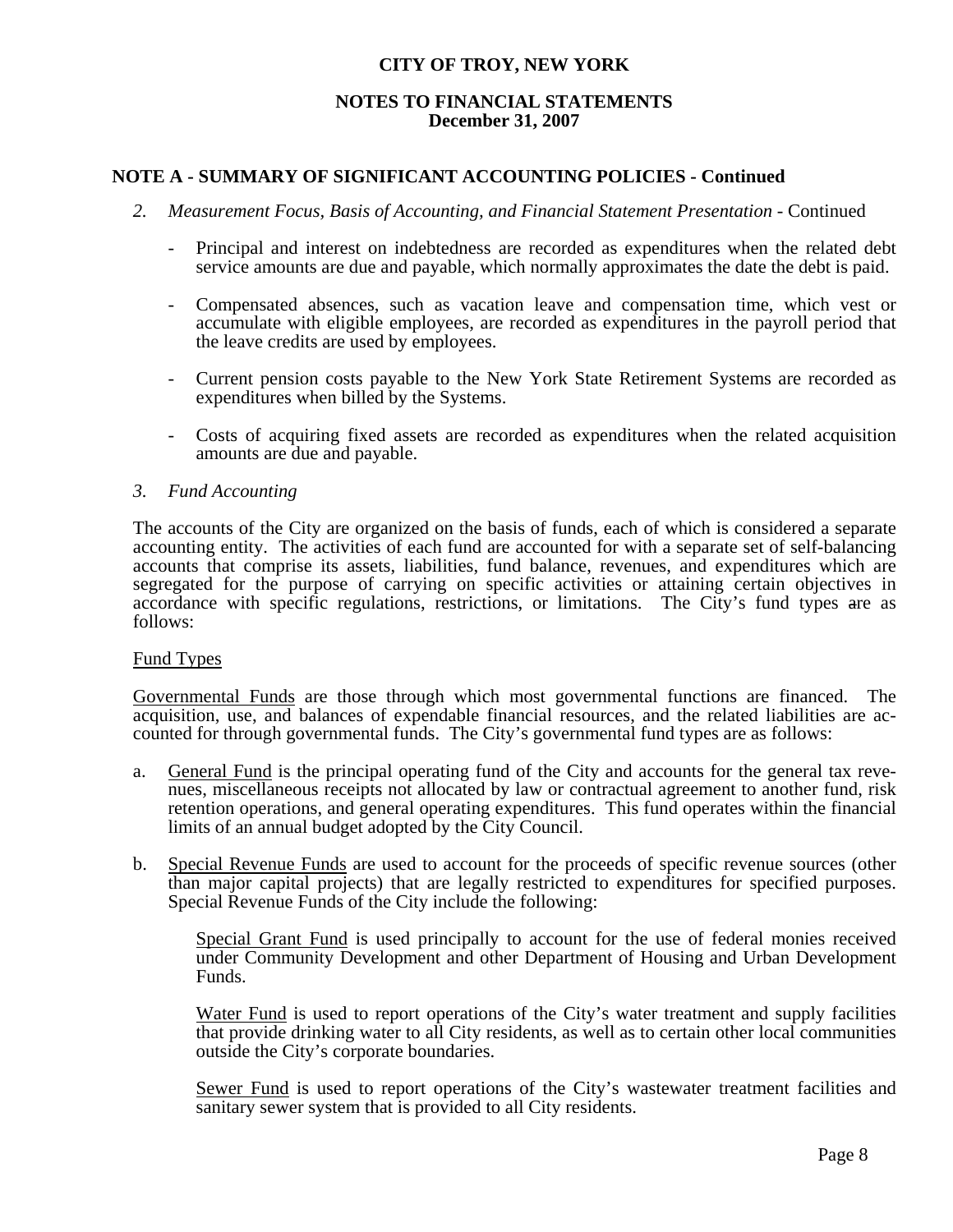# CITY OF TROY, NEW YORK

## NOTES TO FINANCIAL STATEMENTS
**December 31, 2007**

## NOTE A - SUMMARY OF SIGNIFICANT ACCOUNTING POLICIES - Continued

2. *Measurement Focus, Basis of Accounting, and Financial Statement Presentation* - Continued

   - Principal and interest on indebtedness are recorded as expenditures when the related debt service amounts are due and payable, which normally approximates the date the debt is paid.

   - Compensated absences, such as vacation leave and compensation time, which vest or accumulate with eligible employees, are recorded as expenditures in the payroll period that the leave credits are used by employees.

   - Current pension costs payable to the New York State Retirement Systems are recorded as expenditures when billed by the Systems.

   - Costs of acquiring fixed assets are recorded as expenditures when the related acquisition amounts are due and payable.

3. *Fund Accounting*

The accounts of the City are organized on the basis of funds, each of which is considered a separate accounting entity. The activities of each fund are accounted for with a separate set of self-balancing accounts that comprise its assets, liabilities, fund balance, revenues, and expenditures which are segregated for the purpose of carrying on specific activities or attaining certain objectives in accordance with specific regulations, restrictions, or limitations. The City's fund types are as follows:

<u>Fund Types</u>

<u>Governmental Funds</u> are those through which most governmental functions are financed. The acquisition, use, and balances of expendable financial resources, and the related liabilities are accounted for through governmental funds. The City's governmental fund types are as follows:

a. <u>General Fund</u> is the principal operating fund of the City and accounts for the general tax revenues, miscellaneous receipts not allocated by law or contractual agreement to another fund, risk retention operations, and general operating expenditures. This fund operates within the financial limits of an annual budget adopted by the City Council.

b. <u>Special Revenue Funds</u> are used to account for the proceeds of specific revenue sources (other than major capital projects) that are legally restricted to expenditures for specified purposes. Special Revenue Funds of the City include the following:

   <u>Special Grant Fund</u> is used principally to account for the use of federal monies received under Community Development and other Department of Housing and Urban Development Funds.

   <u>Water Fund</u> is used to report operations of the City's water treatment and supply facilities that provide drinking water to all City residents, as well as to certain other local communities outside the City's corporate boundaries.

   <u>Sewer Fund</u> is used to report operations of the City's wastewater treatment facilities and sanitary sewer system that is provided to all City residents.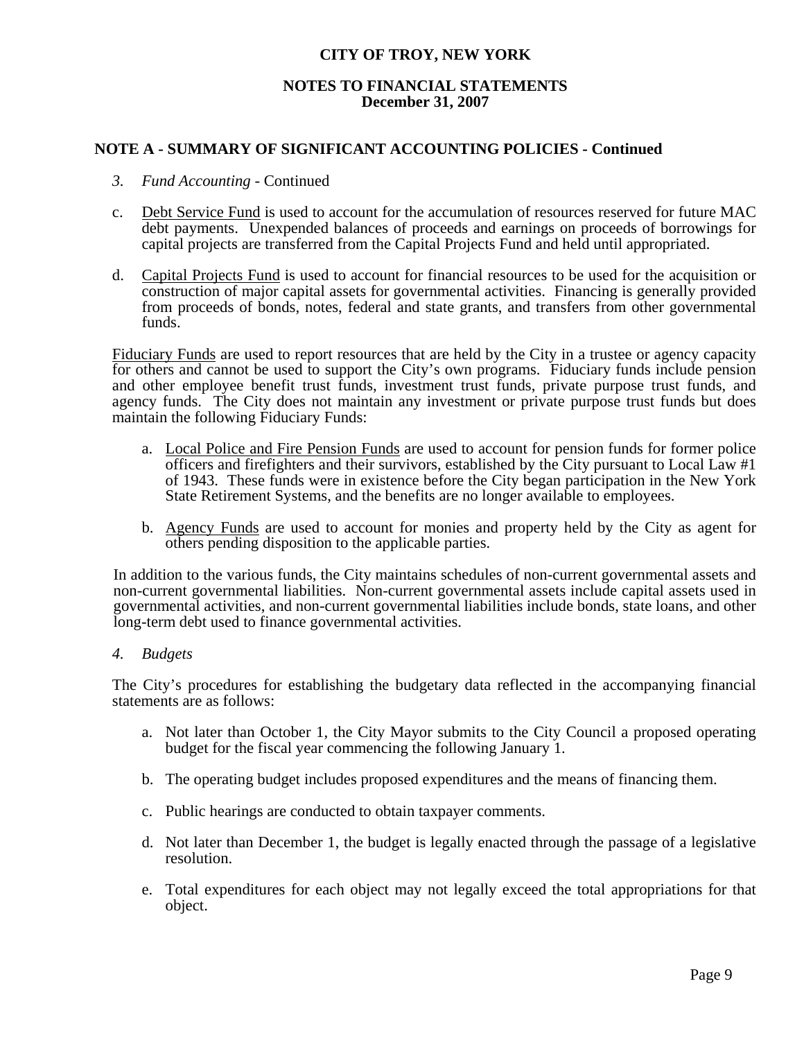**CITY OF TROY, NEW YORK**

**NOTES TO FINANCIAL STATEMENTS**
**December 31, 2007**

## NOTE A - SUMMARY OF SIGNIFICANT ACCOUNTING POLICIES - Continued

*3. Fund Accounting* - Continued

c. Debt Service Fund is used to account for the accumulation of resources reserved for future MAC debt payments. Unexpended balances of proceeds and earnings on proceeds of borrowings for capital projects are transferred from the Capital Projects Fund and held until appropriated.

d. Capital Projects Fund is used to account for financial resources to be used for the acquisition or construction of major capital assets for governmental activities. Financing is generally provided from proceeds of bonds, notes, federal and state grants, and transfers from other governmental funds.

Fiduciary Funds are used to report resources that are held by the City in a trustee or agency capacity for others and cannot be used to support the City's own programs. Fiduciary funds include pension and other employee benefit trust funds, investment trust funds, private purpose trust funds, and agency funds. The City does not maintain any investment or private purpose trust funds but does maintain the following Fiduciary Funds:

a. Local Police and Fire Pension Funds are used to account for pension funds for former police officers and firefighters and their survivors, established by the City pursuant to Local Law #1 of 1943. These funds were in existence before the City began participation in the New York State Retirement Systems, and the benefits are no longer available to employees.

b. Agency Funds are used to account for monies and property held by the City as agent for others pending disposition to the applicable parties.

In addition to the various funds, the City maintains schedules of non-current governmental assets and non-current governmental liabilities. Non-current governmental assets include capital assets used in governmental activities, and non-current governmental liabilities include bonds, state loans, and other long-term debt used to finance governmental activities.

*4. Budgets*

The City's procedures for establishing the budgetary data reflected in the accompanying financial statements are as follows:

a. Not later than October 1, the City Mayor submits to the City Council a proposed operating budget for the fiscal year commencing the following January 1.

b. The operating budget includes proposed expenditures and the means of financing them.

c. Public hearings are conducted to obtain taxpayer comments.

d. Not later than December 1, the budget is legally enacted through the passage of a legislative resolution.

e. Total expenditures for each object may not legally exceed the total appropriations for that object.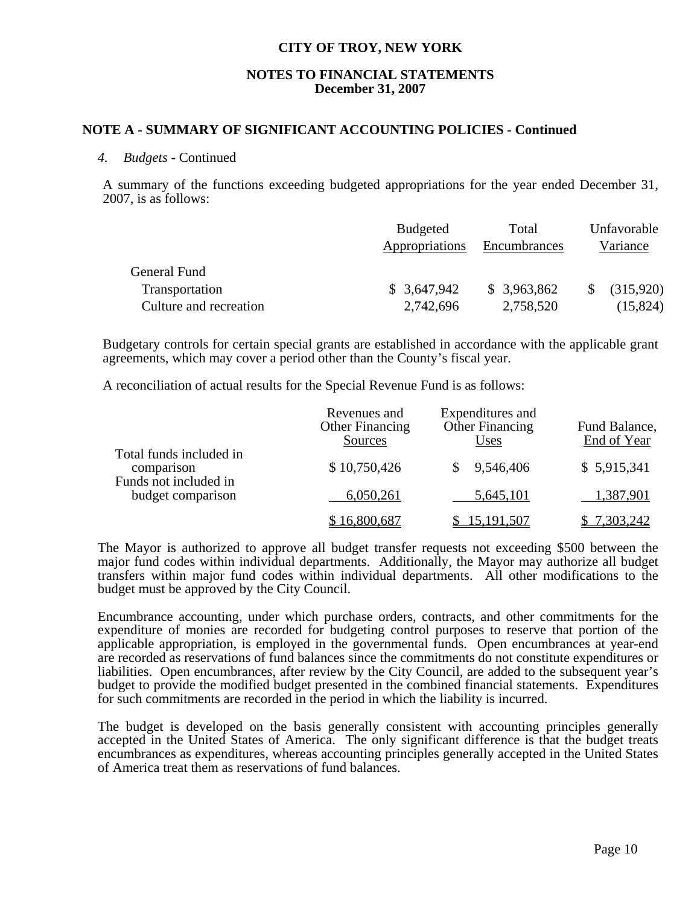# CITY OF TROY, NEW YORK

## NOTES TO FINANCIAL STATEMENTS
## December 31, 2007

### NOTE A - SUMMARY OF SIGNIFICANT ACCOUNTING POLICIES - Continued

*4. Budgets* - Continued

A summary of the functions exceeding budgeted appropriations for the year ended December 31, 2007, is as follows:

| | Budgeted Appropriations | Total Encumbrances | Unfavorable Variance |
|---|---|---|---|
| General Fund | | | |
| Transportation | $ 3,647,942 | $ 3,963,862 | $ (315,920) |
| Culture and recreation | 2,742,696 | 2,758,520 | (15,824) |

Budgetary controls for certain special grants are established in accordance with the applicable grant agreements, which may cover a period other than the County's fiscal year.

A reconciliation of actual results for the Special Revenue Fund is as follows:

| | Revenues and Other Financing Sources | Expenditures and Other Financing Uses | Fund Balance, End of Year |
|---|---|---|---|
| Total funds included in comparison | $ 10,750,426 | $ 9,546,406 | $ 5,915,341 |
| Funds not included in budget comparison | 6,050,261 | 5,645,101 | 1,387,901 |
| | $ 16,800,687 | $ 15,191,507 | $ 7,303,242 |

The Mayor is authorized to approve all budget transfer requests not exceeding $500 between the major fund codes within individual departments. Additionally, the Mayor may authorize all budget transfers within major fund codes within individual departments. All other modifications to the budget must be approved by the City Council.

Encumbrance accounting, under which purchase orders, contracts, and other commitments for the expenditure of monies are recorded for budgeting control purposes to reserve that portion of the applicable appropriation, is employed in the governmental funds. Open encumbrances at year-end are recorded as reservations of fund balances since the commitments do not constitute expenditures or liabilities. Open encumbrances, after review by the City Council, are added to the subsequent year's budget to provide the modified budget presented in the combined financial statements. Expenditures for such commitments are recorded in the period in which the liability is incurred.

The budget is developed on the basis generally consistent with accounting principles generally accepted in the United States of America. The only significant difference is that the budget treats encumbrances as expenditures, whereas accounting principles generally accepted in the United States of America treat them as reservations of fund balances.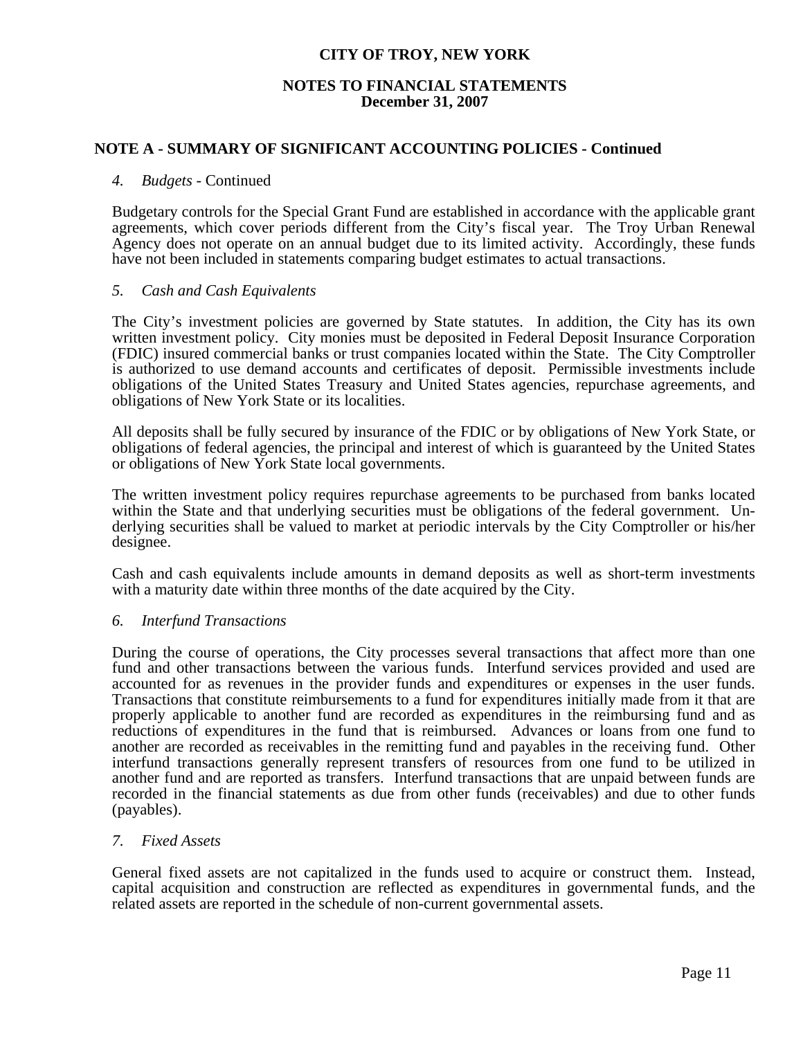## NOTE A - SUMMARY OF SIGNIFICANT ACCOUNTING POLICIES - Continued

*4. Budgets* - Continued

Budgetary controls for the Special Grant Fund are established in accordance with the applicable grant agreements, which cover periods different from the City's fiscal year. The Troy Urban Renewal Agency does not operate on an annual budget due to its limited activity. Accordingly, these funds have not been included in statements comparing budget estimates to actual transactions.

*5. Cash and Cash Equivalents*

The City's investment policies are governed by State statutes. In addition, the City has its own written investment policy. City monies must be deposited in Federal Deposit Insurance Corporation (FDIC) insured commercial banks or trust companies located within the State. The City Comptroller is authorized to use demand accounts and certificates of deposit. Permissible investments include obligations of the United States Treasury and United States agencies, repurchase agreements, and obligations of New York State or its localities.

All deposits shall be fully secured by insurance of the FDIC or by obligations of New York State, or obligations of federal agencies, the principal and interest of which is guaranteed by the United States or obligations of New York State local governments.

The written investment policy requires repurchase agreements to be purchased from banks located within the State and that underlying securities must be obligations of the federal government. Underlying securities shall be valued to market at periodic intervals by the City Comptroller or his/her designee.

Cash and cash equivalents include amounts in demand deposits as well as short-term investments with a maturity date within three months of the date acquired by the City.

*6. Interfund Transactions*

During the course of operations, the City processes several transactions that affect more than one fund and other transactions between the various funds. Interfund services provided and used are accounted for as revenues in the provider funds and expenditures or expenses in the user funds. Transactions that constitute reimbursements to a fund for expenditures initially made from it that are properly applicable to another fund are recorded as expenditures in the reimbursing fund and as reductions of expenditures in the fund that is reimbursed. Advances or loans from one fund to another are recorded as receivables in the remitting fund and payables in the receiving fund. Other interfund transactions generally represent transfers of resources from one fund to be utilized in another fund and are reported as transfers. Interfund transactions that are unpaid between funds are recorded in the financial statements as due from other funds (receivables) and due to other funds (payables).

*7. Fixed Assets*

General fixed assets are not capitalized in the funds used to acquire or construct them. Instead, capital acquisition and construction are reflected as expenditures in governmental funds, and the related assets are reported in the schedule of non-current governmental assets.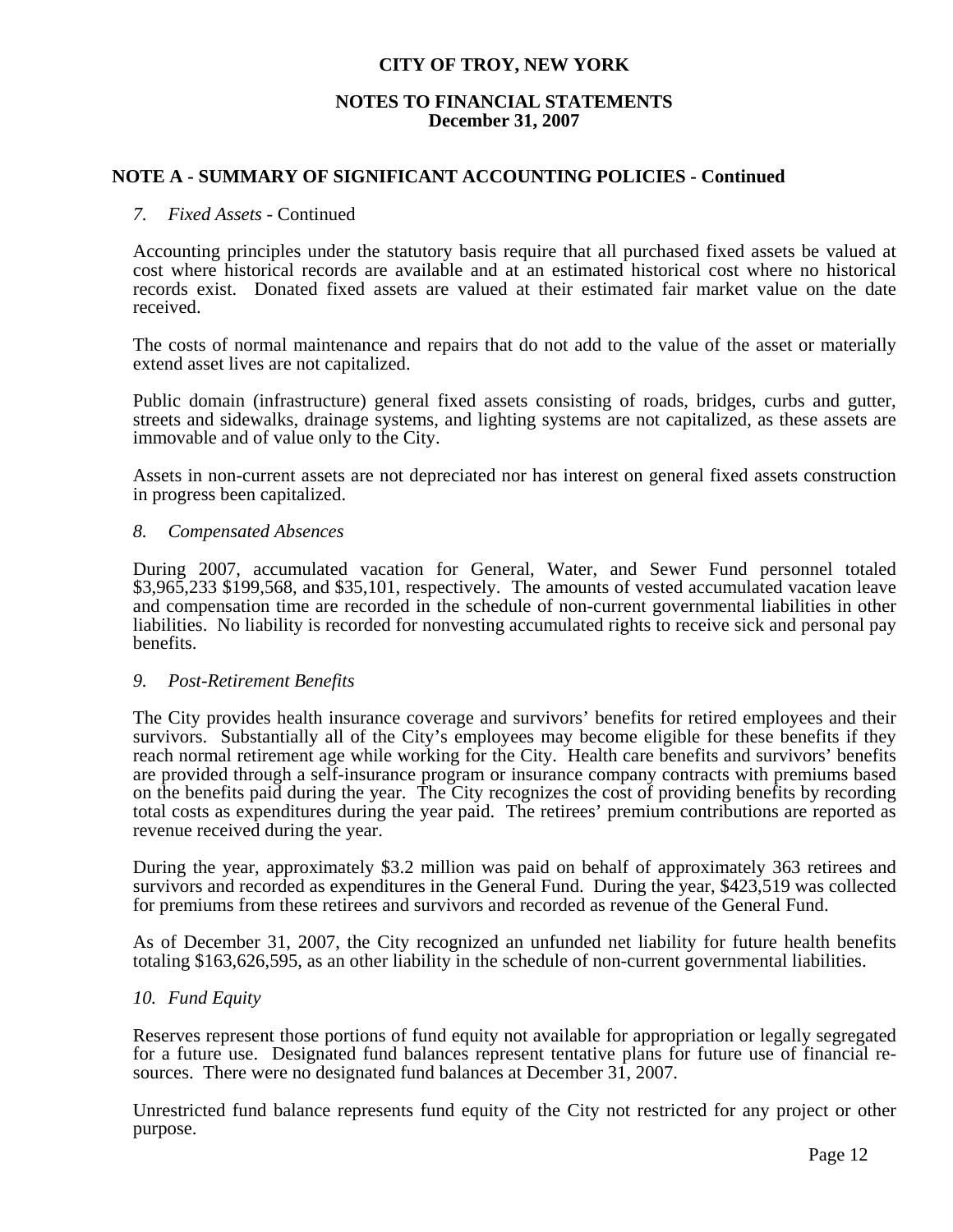# CITY OF TROY, NEW YORK

## NOTES TO FINANCIAL STATEMENTS
## December 31, 2007

### NOTE A - SUMMARY OF SIGNIFICANT ACCOUNTING POLICIES - Continued

*7. Fixed Assets* - Continued

Accounting principles under the statutory basis require that all purchased fixed assets be valued at cost where historical records are available and at an estimated historical cost where no historical records exist. Donated fixed assets are valued at their estimated fair market value on the date received.

The costs of normal maintenance and repairs that do not add to the value of the asset or materially extend asset lives are not capitalized.

Public domain (infrastructure) general fixed assets consisting of roads, bridges, curbs and gutter, streets and sidewalks, drainage systems, and lighting systems are not capitalized, as these assets are immovable and of value only to the City.

Assets in non-current assets are not depreciated nor has interest on general fixed assets construction in progress been capitalized.

*8. Compensated Absences*

During 2007, accumulated vacation for General, Water, and Sewer Fund personnel totaled $3,965,233 $199,568, and $35,101, respectively. The amounts of vested accumulated vacation leave and compensation time are recorded in the schedule of non-current governmental liabilities in other liabilities. No liability is recorded for nonvesting accumulated rights to receive sick and personal pay benefits.

*9. Post-Retirement Benefits*

The City provides health insurance coverage and survivors' benefits for retired employees and their survivors. Substantially all of the City's employees may become eligible for these benefits if they reach normal retirement age while working for the City. Health care benefits and survivors' benefits are provided through a self-insurance program or insurance company contracts with premiums based on the benefits paid during the year. The City recognizes the cost of providing benefits by recording total costs as expenditures during the year paid. The retirees' premium contributions are reported as revenue received during the year.

During the year, approximately $3.2 million was paid on behalf of approximately 363 retirees and survivors and recorded as expenditures in the General Fund. During the year, $423,519 was collected for premiums from these retirees and survivors and recorded as revenue of the General Fund.

As of December 31, 2007, the City recognized an unfunded net liability for future health benefits totaling $163,626,595, as an other liability in the schedule of non-current governmental liabilities.

*10. Fund Equity*

Reserves represent those portions of fund equity not available for appropriation or legally segregated for a future use. Designated fund balances represent tentative plans for future use of financial resources. There were no designated fund balances at December 31, 2007.

Unrestricted fund balance represents fund equity of the City not restricted for any project or other purpose.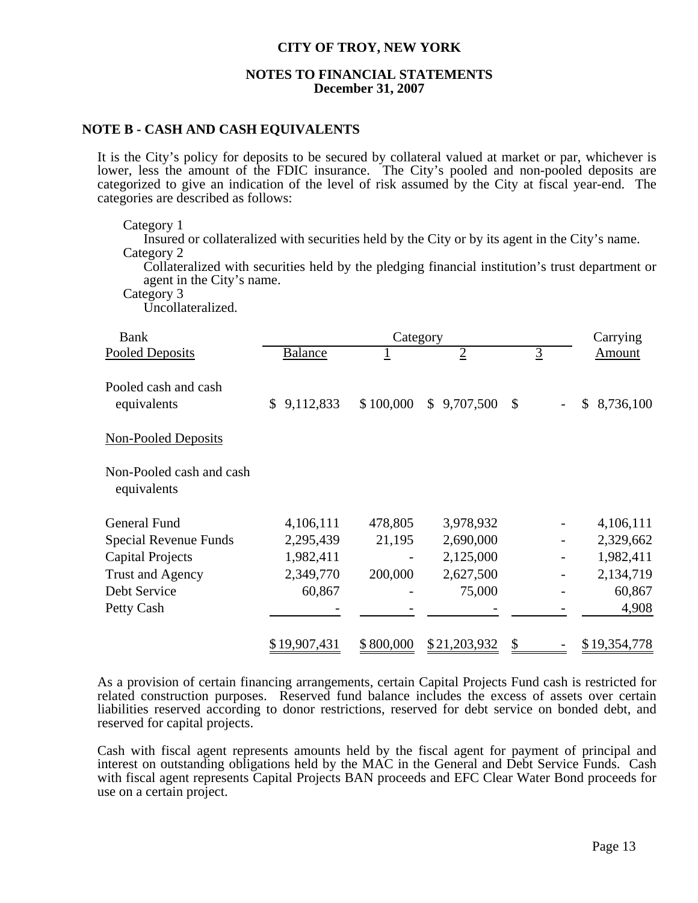## CITY OF TROY, NEW YORK

### NOTES TO FINANCIAL STATEMENTS
### December 31, 2007

### NOTE B - CASH AND CASH EQUIVALENTS

It is the City's policy for deposits to be secured by collateral valued at market or par, whichever is lower, less the amount of the FDIC insurance. The City's pooled and non-pooled deposits are categorized to give an indication of the level of risk assumed by the City at fiscal year-end. The categories are described as follows:

Category 1
: Insured or collateralized with securities held by the City or by its agent in the City's name.

Category 2
: Collateralized with securities held by the pledging financial institution's trust department or agent in the City's name.

Category 3
: Uncollateralized.

| Pooled Deposits | Bank Balance | Category 1 | Category 2 | Category 3 | Carrying Amount |
|---|---|---|---|---|---|
| Pooled cash and cash equivalents | $ 9,112,833 | $ 100,000 | $ 9,707,500 | $ - | $ 8,736,100 |
| **Non-Pooled Deposits** | | | | | |
| Non-Pooled cash and cash equivalents | | | | | |
| General Fund | 4,106,111 | 478,805 | 3,978,932 | - | 4,106,111 |
| Special Revenue Funds | 2,295,439 | 21,195 | 2,690,000 | - | 2,329,662 |
| Capital Projects | 1,982,411 | - | 2,125,000 | - | 1,982,411 |
| Trust and Agency | 2,349,770 | 200,000 | 2,627,500 | - | 2,134,719 |
| Debt Service | 60,867 | - | 75,000 | - | 60,867 |
| Petty Cash | - | - | - | - | 4,908 |
| | $ 19,907,431 | $ 800,000 | $ 21,203,932 | $ - | $ 19,354,778 |

As a provision of certain financing arrangements, certain Capital Projects Fund cash is restricted for related construction purposes. Reserved fund balance includes the excess of assets over certain liabilities reserved according to donor restrictions, reserved for debt service on bonded debt, and reserved for capital projects.

Cash with fiscal agent represents amounts held by the fiscal agent for payment of principal and interest on outstanding obligations held by the MAC in the General and Debt Service Funds. Cash with fiscal agent represents Capital Projects BAN proceeds and EFC Clear Water Bond proceeds for use on a certain project.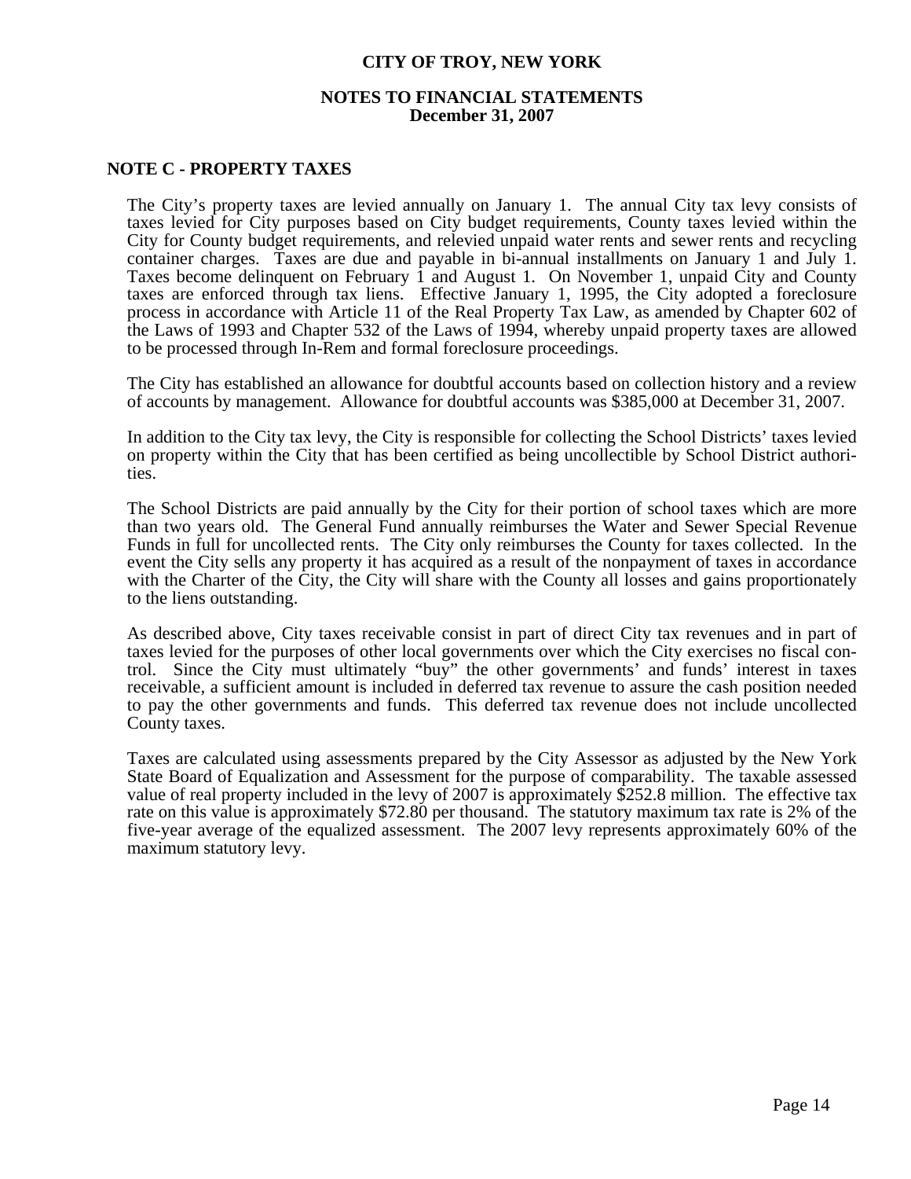# CITY OF TROY, NEW YORK

## NOTES TO FINANCIAL STATEMENTS
## December 31, 2007

### NOTE C - PROPERTY TAXES

The City's property taxes are levied annually on January 1. The annual City tax levy consists of taxes levied for City purposes based on City budget requirements, County taxes levied within the City for County budget requirements, and relevied unpaid water rents and sewer rents and recycling container charges. Taxes are due and payable in bi-annual installments on January 1 and July 1. Taxes become delinquent on February 1 and August 1. On November 1, unpaid City and County taxes are enforced through tax liens. Effective January 1, 1995, the City adopted a foreclosure process in accordance with Article 11 of the Real Property Tax Law, as amended by Chapter 602 of the Laws of 1993 and Chapter 532 of the Laws of 1994, whereby unpaid property taxes are allowed to be processed through In-Rem and formal foreclosure proceedings.

The City has established an allowance for doubtful accounts based on collection history and a review of accounts by management. Allowance for doubtful accounts was $385,000 at December 31, 2007.

In addition to the City tax levy, the City is responsible for collecting the School Districts' taxes levied on property within the City that has been certified as being uncollectible by School District authorities.

The School Districts are paid annually by the City for their portion of school taxes which are more than two years old. The General Fund annually reimburses the Water and Sewer Special Revenue Funds in full for uncollected rents. The City only reimburses the County for taxes collected. In the event the City sells any property it has acquired as a result of the nonpayment of taxes in accordance with the Charter of the City, the City will share with the County all losses and gains proportionately to the liens outstanding.

As described above, City taxes receivable consist in part of direct City tax revenues and in part of taxes levied for the purposes of other local governments over which the City exercises no fiscal control. Since the City must ultimately "buy" the other governments' and funds' interest in taxes receivable, a sufficient amount is included in deferred tax revenue to assure the cash position needed to pay the other governments and funds. This deferred tax revenue does not include uncollected County taxes.

Taxes are calculated using assessments prepared by the City Assessor as adjusted by the New York State Board of Equalization and Assessment for the purpose of comparability. The taxable assessed value of real property included in the levy of 2007 is approximately $252.8 million. The effective tax rate on this value is approximately $72.80 per thousand. The statutory maximum tax rate is 2% of the five-year average of the equalized assessment. The 2007 levy represents approximately 60% of the maximum statutory levy.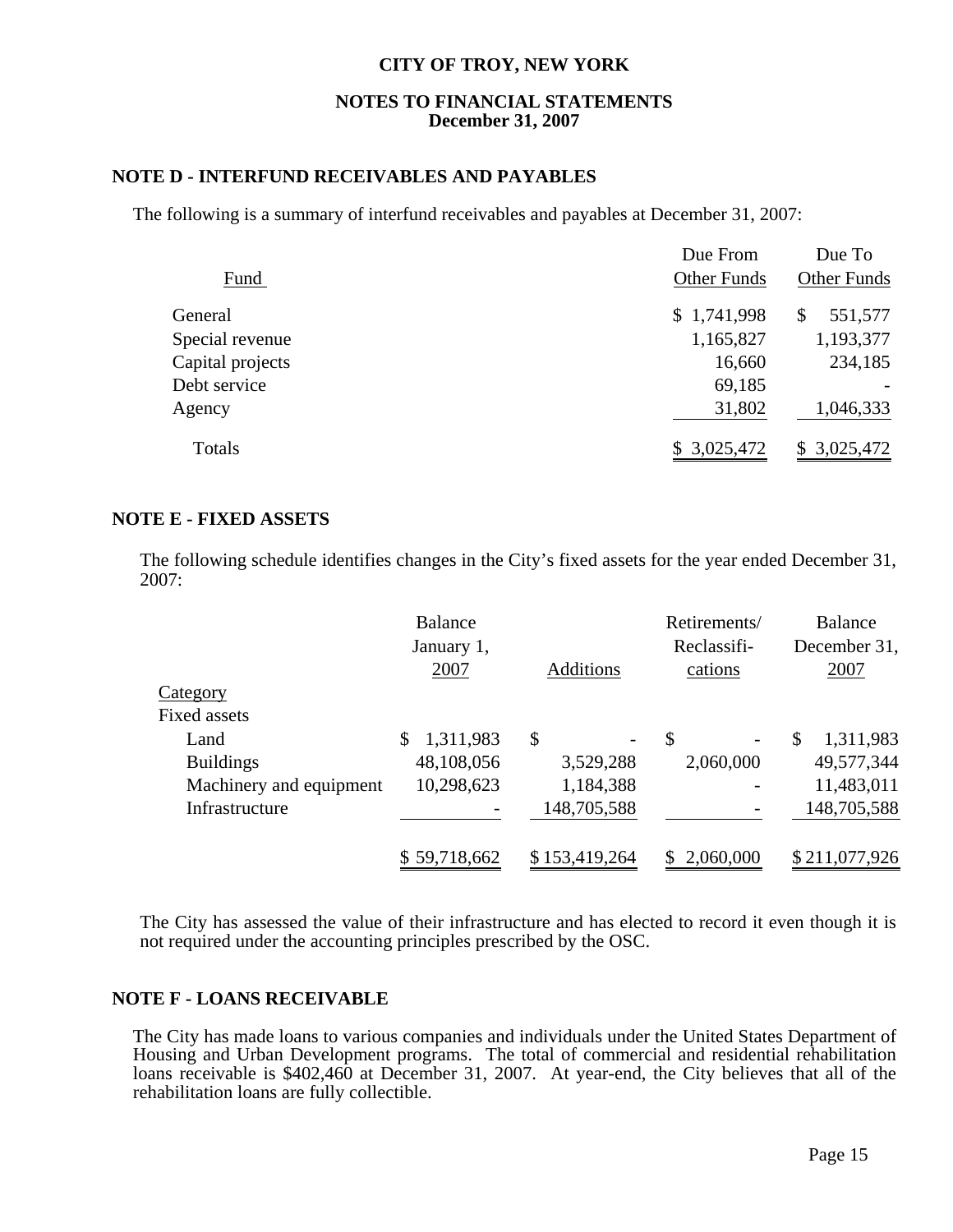**CITY OF TROY, NEW YORK**

**NOTES TO FINANCIAL STATEMENTS**
**December 31, 2007**

## NOTE D - INTERFUND RECEIVABLES AND PAYABLES

The following is a summary of interfund receivables and payables at December 31, 2007:

| Fund | Due From Other Funds | Due To Other Funds |
|---|---|---|
| General | $ 1,741,998 | $ 551,577 |
| Special revenue | 1,165,827 | 1,193,377 |
| Capital projects | 16,660 | 234,185 |
| Debt service | 69,185 | - |
| Agency | 31,802 | 1,046,333 |
| Totals | $ 3,025,472 | $ 3,025,472 |

## NOTE E - FIXED ASSETS

The following schedule identifies changes in the City's fixed assets for the year ended December 31, 2007:

| Category | Balance January 1, 2007 | Additions | Retirements/ Reclassifications | Balance December 31, 2007 |
|---|---|---|---|---|
| Fixed assets | | | | |
| Land | $ 1,311,983 | $ - | $ - | $ 1,311,983 |
| Buildings | 48,108,056 | 3,529,288 | 2,060,000 | 49,577,344 |
| Machinery and equipment | 10,298,623 | 1,184,388 | - | 11,483,011 |
| Infrastructure | - | 148,705,588 | - | 148,705,588 |
| | $ 59,718,662 | $ 153,419,264 | $ 2,060,000 | $ 211,077,926 |

The City has assessed the value of their infrastructure and has elected to record it even though it is not required under the accounting principles prescribed by the OSC.

## NOTE F - LOANS RECEIVABLE

The City has made loans to various companies and individuals under the United States Department of Housing and Urban Development programs. The total of commercial and residential rehabilitation loans receivable is $402,460 at December 31, 2007. At year-end, the City believes that all of the rehabilitation loans are fully collectible.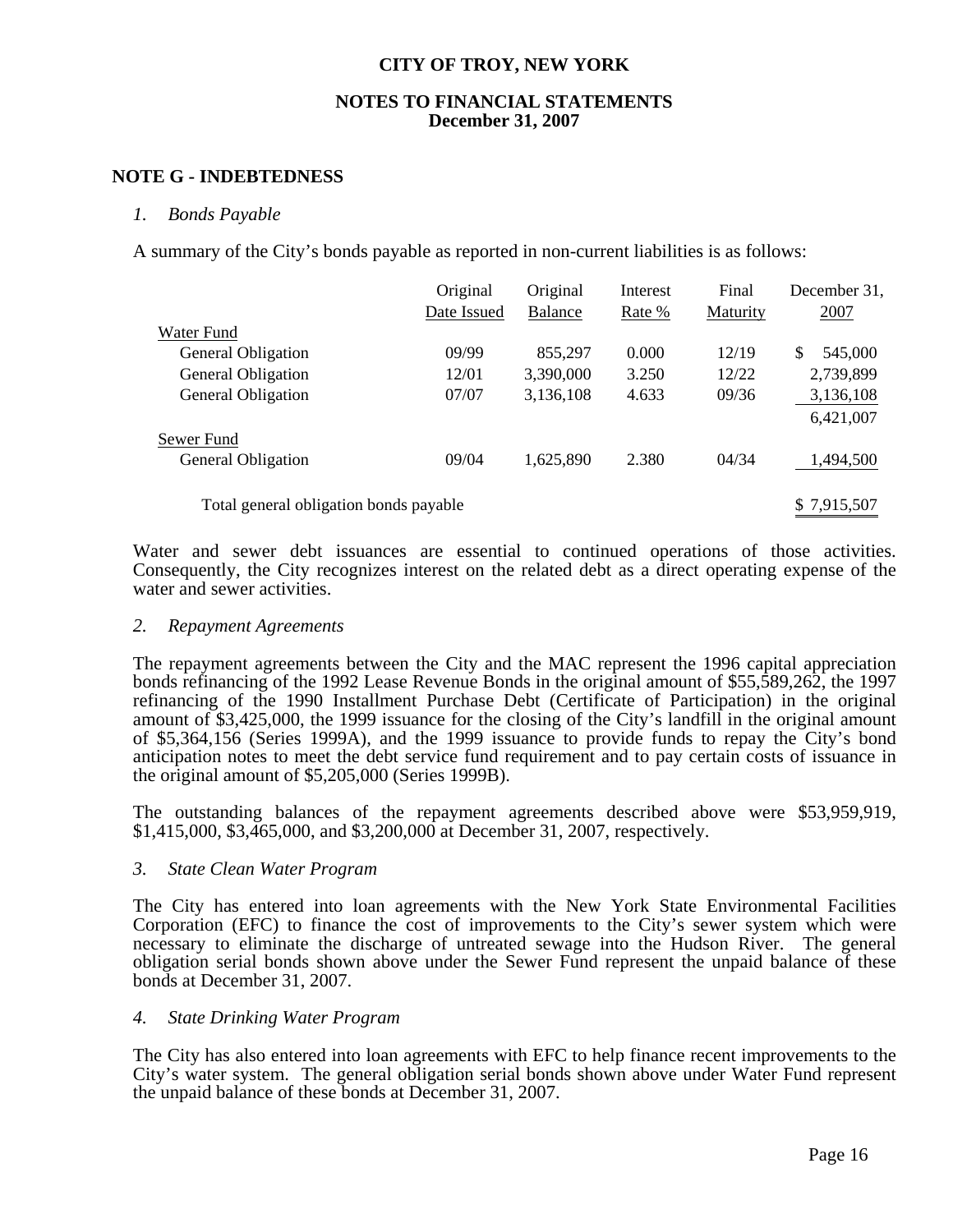CITY OF TROY, NEW YORK

NOTES TO FINANCIAL STATEMENTS
December 31, 2007

## NOTE G - INDEBTEDNESS

### *1. Bonds Payable*

A summary of the City's bonds payable as reported in non-current liabilities is as follows:

| | Original Date Issued | Original Balance | Interest Rate % | Final Maturity | December 31, 2007 |
|---|---|---|---|---|---|
| Water Fund | | | | | |
| General Obligation | 09/99 | 855,297 | 0.000 | 12/19 | $ 545,000 |
| General Obligation | 12/01 | 3,390,000 | 3.250 | 12/22 | 2,739,899 |
| General Obligation | 07/07 | 3,136,108 | 4.633 | 09/36 | 3,136,108 |
| | | | | | 6,421,007 |
| Sewer Fund | | | | | |
| General Obligation | 09/04 | 1,625,890 | 2.380 | 04/34 | 1,494,500 |
| Total general obligation bonds payable | | | | | $ 7,915,507 |

Water and sewer debt issuances are essential to continued operations of those activities. Consequently, the City recognizes interest on the related debt as a direct operating expense of the water and sewer activities.

### *2. Repayment Agreements*

The repayment agreements between the City and the MAC represent the 1996 capital appreciation bonds refinancing of the 1992 Lease Revenue Bonds in the original amount of $55,589,262, the 1997 refinancing of the 1990 Installment Purchase Debt (Certificate of Participation) in the original amount of $3,425,000, the 1999 issuance for the closing of the City's landfill in the original amount of $5,364,156 (Series 1999A), and the 1999 issuance to provide funds to repay the City's bond anticipation notes to meet the debt service fund requirement and to pay certain costs of issuance in the original amount of $5,205,000 (Series 1999B).

The outstanding balances of the repayment agreements described above were $53,959,919, $1,415,000, $3,465,000, and $3,200,000 at December 31, 2007, respectively.

### *3. State Clean Water Program*

The City has entered into loan agreements with the New York State Environmental Facilities Corporation (EFC) to finance the cost of improvements to the City's sewer system which were necessary to eliminate the discharge of untreated sewage into the Hudson River. The general obligation serial bonds shown above under the Sewer Fund represent the unpaid balance of these bonds at December 31, 2007.

### *4. State Drinking Water Program*

The City has also entered into loan agreements with EFC to help finance recent improvements to the City's water system. The general obligation serial bonds shown above under Water Fund represent the unpaid balance of these bonds at December 31, 2007.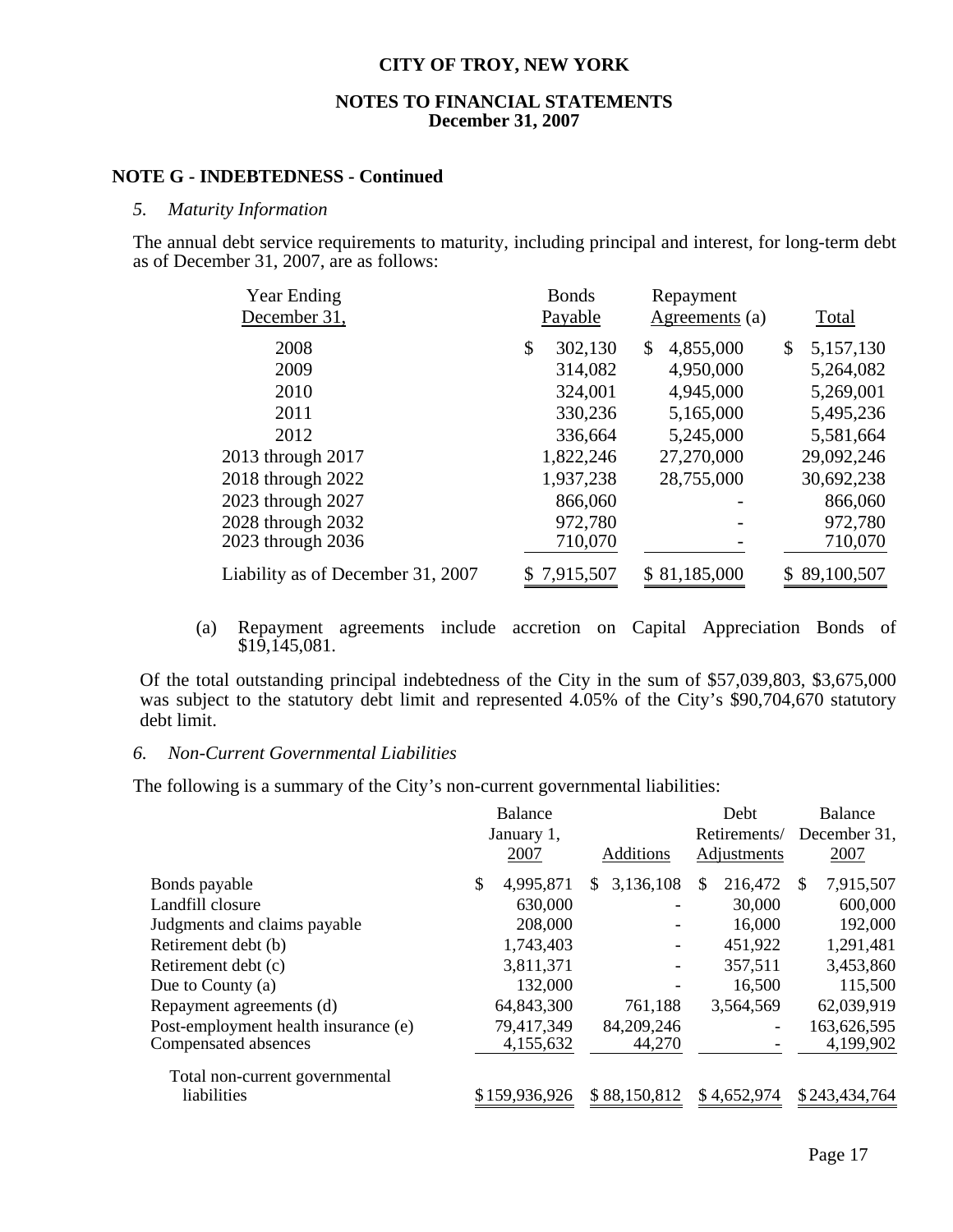**CITY OF TROY, NEW YORK**

**NOTES TO FINANCIAL STATEMENTS**
**December 31, 2007**

## NOTE G - INDEBTEDNESS - Continued

*5. Maturity Information*

The annual debt service requirements to maturity, including principal and interest, for long-term debt as of December 31, 2007, are as follows:

| Year Ending December 31, | Bonds Payable | Repayment Agreements (a) | Total |
|---|---|---|---|
| 2008 | $ 302,130 | $ 4,855,000 | $ 5,157,130 |
| 2009 | 314,082 | 4,950,000 | 5,264,082 |
| 2010 | 324,001 | 4,945,000 | 5,269,001 |
| 2011 | 330,236 | 5,165,000 | 5,495,236 |
| 2012 | 336,664 | 5,245,000 | 5,581,664 |
| 2013 through 2017 | 1,822,246 | 27,270,000 | 29,092,246 |
| 2018 through 2022 | 1,937,238 | 28,755,000 | 30,692,238 |
| 2023 through 2027 | 866,060 | - | 866,060 |
| 2028 through 2032 | 972,780 | - | 972,780 |
| 2023 through 2036 | 710,070 | - | 710,070 |
| Liability as of December 31, 2007 | $ 7,915,507 | $ 81,185,000 | $ 89,100,507 |

(a) Repayment agreements include accretion on Capital Appreciation Bonds of $19,145,081.

Of the total outstanding principal indebtedness of the City in the sum of $57,039,803, $3,675,000 was subject to the statutory debt limit and represented 4.05% of the City's $90,704,670 statutory debt limit.

*6. Non-Current Governmental Liabilities*

The following is a summary of the City's non-current governmental liabilities:

| | Balance January 1, 2007 | Additions | Debt Retirements/ Adjustments | Balance December 31, 2007 |
|---|---|---|---|---|
| Bonds payable | $ 4,995,871 | $ 3,136,108 | $ 216,472 | $ 7,915,507 |
| Landfill closure | 630,000 | - | 30,000 | 600,000 |
| Judgments and claims payable | 208,000 | - | 16,000 | 192,000 |
| Retirement debt (b) | 1,743,403 | - | 451,922 | 1,291,481 |
| Retirement debt (c) | 3,811,371 | - | 357,511 | 3,453,860 |
| Due to County (a) | 132,000 | - | 16,500 | 115,500 |
| Repayment agreements (d) | 64,843,300 | 761,188 | 3,564,569 | 62,039,919 |
| Post-employment health insurance (e) | 79,417,349 | 84,209,246 | - | 163,626,595 |
| Compensated absences | 4,155,632 | 44,270 | - | 4,199,902 |
| Total non-current governmental liabilities | $ 159,936,926 | $ 88,150,812 | $ 4,652,974 | $ 243,434,764 |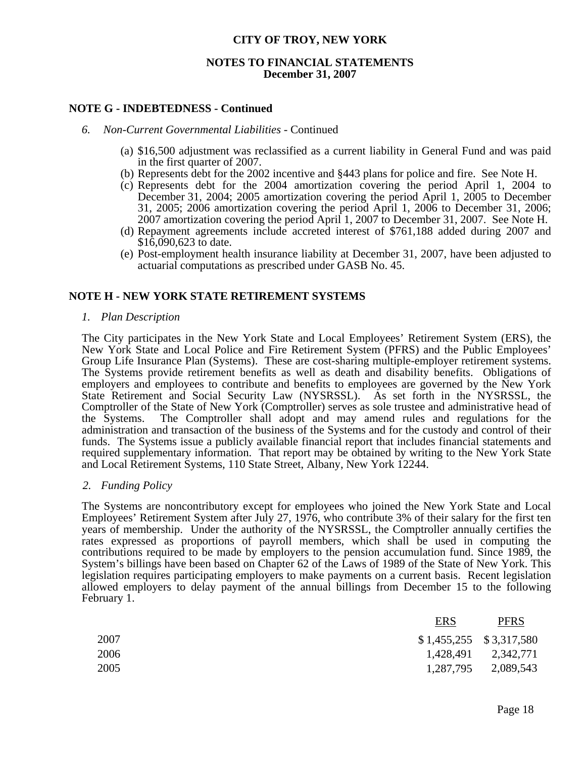**CITY OF TROY, NEW YORK**

**NOTES TO FINANCIAL STATEMENTS**
**December 31, 2007**

## NOTE G - INDEBTEDNESS - Continued

*6. Non-Current Governmental Liabilities* - Continued

(a) $16,500 adjustment was reclassified as a current liability in General Fund and was paid in the first quarter of 2007.
(b) Represents debt for the 2002 incentive and §443 plans for police and fire. See Note H.
(c) Represents debt for the 2004 amortization covering the period April 1, 2004 to December 31, 2004; 2005 amortization covering the period April 1, 2005 to December 31, 2005; 2006 amortization covering the period April 1, 2006 to December 31, 2006; 2007 amortization covering the period April 1, 2007 to December 31, 2007. See Note H.
(d) Repayment agreements include accreted interest of $761,188 added during 2007 and $16,090,623 to date.
(e) Post-employment health insurance liability at December 31, 2007, have been adjusted to actuarial computations as prescribed under GASB No. 45.

## NOTE H - NEW YORK STATE RETIREMENT SYSTEMS

*1. Plan Description*

The City participates in the New York State and Local Employees' Retirement System (ERS), the New York State and Local Police and Fire Retirement System (PFRS) and the Public Employees' Group Life Insurance Plan (Systems). These are cost-sharing multiple-employer retirement systems. The Systems provide retirement benefits as well as death and disability benefits. Obligations of employers and employees to contribute and benefits to employees are governed by the New York State Retirement and Social Security Law (NYSRSSL). As set forth in the NYSRSSL, the Comptroller of the State of New York (Comptroller) serves as sole trustee and administrative head of the Systems. The Comptroller shall adopt and may amend rules and regulations for the administration and transaction of the business of the Systems and for the custody and control of their funds. The Systems issue a publicly available financial report that includes financial statements and required supplementary information. That report may be obtained by writing to the New York State and Local Retirement Systems, 110 State Street, Albany, New York 12244.

*2. Funding Policy*

The Systems are noncontributory except for employees who joined the New York State and Local Employees' Retirement System after July 27, 1976, who contribute 3% of their salary for the first ten years of membership. Under the authority of the NYSRSSL, the Comptroller annually certifies the rates expressed as proportions of payroll members, which shall be used in computing the contributions required to be made by employers to the pension accumulation fund. Since 1989, the System's billings have been based on Chapter 62 of the Laws of 1989 of the State of New York. This legislation requires participating employers to make payments on a current basis. Recent legislation allowed employers to delay payment of the annual billings from December 15 to the following February 1.

| | ERS | PFRS |
|---|---|---|
| 2007 | $ 1,455,255 | $ 3,317,580 |
| 2006 | 1,428,491 | 2,342,771 |
| 2005 | 1,287,795 | 2,089,543 |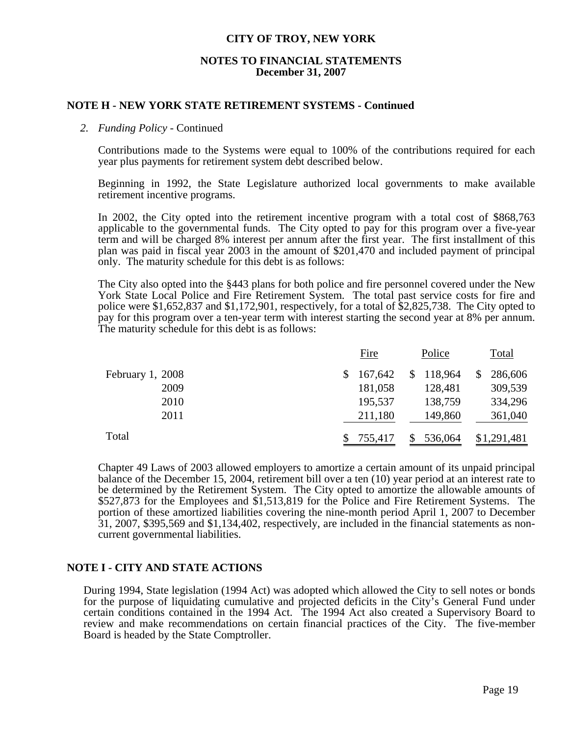**CITY OF TROY, NEW YORK**

**NOTES TO FINANCIAL STATEMENTS**
**December 31, 2007**

## NOTE H - NEW YORK STATE RETIREMENT SYSTEMS - Continued

*2. Funding Policy* - Continued

Contributions made to the Systems were equal to 100% of the contributions required for each year plus payments for retirement system debt described below.

Beginning in 1992, the State Legislature authorized local governments to make available retirement incentive programs.

In 2002, the City opted into the retirement incentive program with a total cost of $868,763 applicable to the governmental funds. The City opted to pay for this program over a five-year term and will be charged 8% interest per annum after the first year. The first installment of this plan was paid in fiscal year 2003 in the amount of $201,470 and included payment of principal only. The maturity schedule for this debt is as follows:

The City also opted into the §443 plans for both police and fire personnel covered under the New York State Local Police and Fire Retirement System. The total past service costs for fire and police were $1,652,837 and $1,172,901, respectively, for a total of $2,825,738. The City opted to pay for this program over a ten-year term with interest starting the second year at 8% per annum. The maturity schedule for this debt is as follows:

| | Fire | Police | Total |
|---|---|---|---|
| February 1, 2008 | $ 167,642 | $ 118,964 | $ 286,606 |
| 2009 | 181,058 | 128,481 | 309,539 |
| 2010 | 195,537 | 138,759 | 334,296 |
| 2011 | 211,180 | 149,860 | 361,040 |
| Total | $ 755,417 | $ 536,064 | $1,291,481 |

Chapter 49 Laws of 2003 allowed employers to amortize a certain amount of its unpaid principal balance of the December 15, 2004, retirement bill over a ten (10) year period at an interest rate to be determined by the Retirement System. The City opted to amortize the allowable amounts of $527,873 for the Employees and $1,513,819 for the Police and Fire Retirement Systems. The portion of these amortized liabilities covering the nine-month period April 1, 2007 to December 31, 2007, $395,569 and $1,134,402, respectively, are included in the financial statements as non-current governmental liabilities.

## NOTE I - CITY AND STATE ACTIONS

During 1994, State legislation (1994 Act) was adopted which allowed the City to sell notes or bonds for the purpose of liquidating cumulative and projected deficits in the City's General Fund under certain conditions contained in the 1994 Act. The 1994 Act also created a Supervisory Board to review and make recommendations on certain financial practices of the City. The five-member Board is headed by the State Comptroller.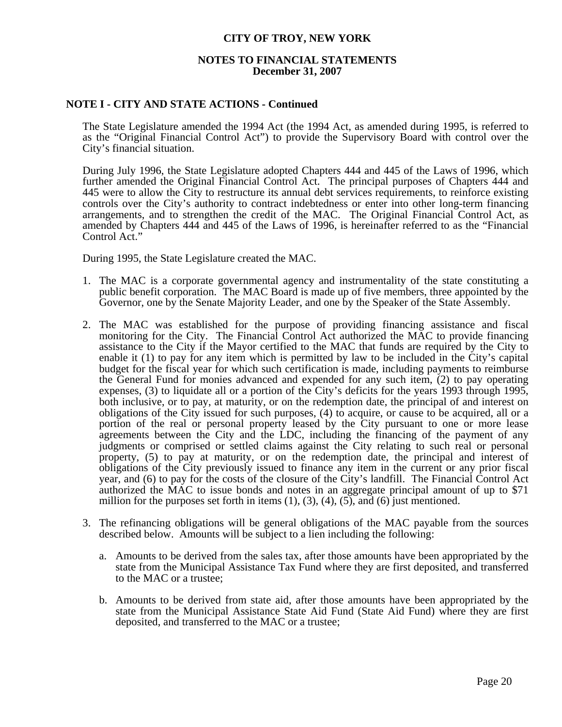**NOTE I - CITY AND STATE ACTIONS - Continued**

The State Legislature amended the 1994 Act (the 1994 Act, as amended during 1995, is referred to as the "Original Financial Control Act") to provide the Supervisory Board with control over the City's financial situation.

During July 1996, the State Legislature adopted Chapters 444 and 445 of the Laws of 1996, which further amended the Original Financial Control Act. The principal purposes of Chapters 444 and 445 were to allow the City to restructure its annual debt services requirements, to reinforce existing controls over the City's authority to contract indebtedness or enter into other long-term financing arrangements, and to strengthen the credit of the MAC. The Original Financial Control Act, as amended by Chapters 444 and 445 of the Laws of 1996, is hereinafter referred to as the "Financial Control Act."

During 1995, the State Legislature created the MAC.

1. The MAC is a corporate governmental agency and instrumentality of the state constituting a public benefit corporation. The MAC Board is made up of five members, three appointed by the Governor, one by the Senate Majority Leader, and one by the Speaker of the State Assembly.

2. The MAC was established for the purpose of providing financing assistance and fiscal monitoring for the City. The Financial Control Act authorized the MAC to provide financing assistance to the City if the Mayor certified to the MAC that funds are required by the City to enable it (1) to pay for any item which is permitted by law to be included in the City's capital budget for the fiscal year for which such certification is made, including payments to reimburse the General Fund for monies advanced and expended for any such item, (2) to pay operating expenses, (3) to liquidate all or a portion of the City's deficits for the years 1993 through 1995, both inclusive, or to pay, at maturity, or on the redemption date, the principal of and interest on obligations of the City issued for such purposes, (4) to acquire, or cause to be acquired, all or a portion of the real or personal property leased by the City pursuant to one or more lease agreements between the City and the LDC, including the financing of the payment of any judgments or comprised or settled claims against the City relating to such real or personal property, (5) to pay at maturity, or on the redemption date, the principal and interest of obligations of the City previously issued to finance any item in the current or any prior fiscal year, and (6) to pay for the costs of the closure of the City's landfill. The Financial Control Act authorized the MAC to issue bonds and notes in an aggregate principal amount of up to $71 million for the purposes set forth in items (1), (3), (4), (5), and (6) just mentioned.

3. The refinancing obligations will be general obligations of the MAC payable from the sources described below. Amounts will be subject to a lien including the following:

   a. Amounts to be derived from the sales tax, after those amounts have been appropriated by the state from the Municipal Assistance Tax Fund where they are first deposited, and transferred to the MAC or a trustee;

   b. Amounts to be derived from state aid, after those amounts have been appropriated by the state from the Municipal Assistance State Aid Fund (State Aid Fund) where they are first deposited, and transferred to the MAC or a trustee;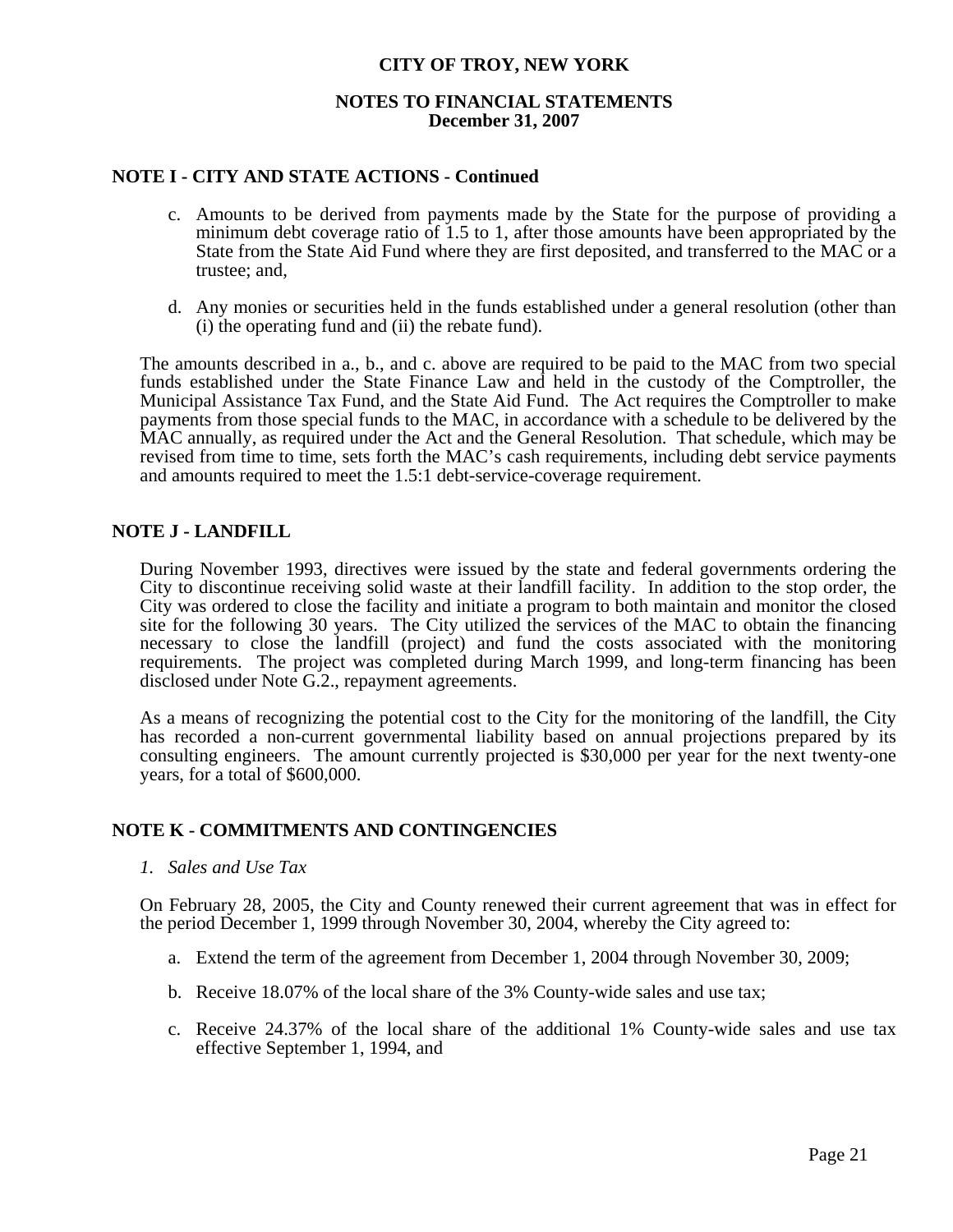## NOTE I - CITY AND STATE ACTIONS - Continued

c. Amounts to be derived from payments made by the State for the purpose of providing a minimum debt coverage ratio of 1.5 to 1, after those amounts have been appropriated by the State from the State Aid Fund where they are first deposited, and transferred to the MAC or a trustee; and,

d. Any monies or securities held in the funds established under a general resolution (other than (i) the operating fund and (ii) the rebate fund).

The amounts described in a., b., and c. above are required to be paid to the MAC from two special funds established under the State Finance Law and held in the custody of the Comptroller, the Municipal Assistance Tax Fund, and the State Aid Fund. The Act requires the Comptroller to make payments from those special funds to the MAC, in accordance with a schedule to be delivered by the MAC annually, as required under the Act and the General Resolution. That schedule, which may be revised from time to time, sets forth the MAC's cash requirements, including debt service payments and amounts required to meet the 1.5:1 debt-service-coverage requirement.

## NOTE J - LANDFILL

During November 1993, directives were issued by the state and federal governments ordering the City to discontinue receiving solid waste at their landfill facility. In addition to the stop order, the City was ordered to close the facility and initiate a program to both maintain and monitor the closed site for the following 30 years. The City utilized the services of the MAC to obtain the financing necessary to close the landfill (project) and fund the costs associated with the monitoring requirements. The project was completed during March 1999, and long-term financing has been disclosed under Note G.2., repayment agreements.

As a means of recognizing the potential cost to the City for the monitoring of the landfill, the City has recorded a non-current governmental liability based on annual projections prepared by its consulting engineers. The amount currently projected is $30,000 per year for the next twenty-one years, for a total of $600,000.

## NOTE K - COMMITMENTS AND CONTINGENCIES

*1. Sales and Use Tax*

On February 28, 2005, the City and County renewed their current agreement that was in effect for the period December 1, 1999 through November 30, 2004, whereby the City agreed to:

a. Extend the term of the agreement from December 1, 2004 through November 30, 2009;

b. Receive 18.07% of the local share of the 3% County-wide sales and use tax;

c. Receive 24.37% of the local share of the additional 1% County-wide sales and use tax effective September 1, 1994, and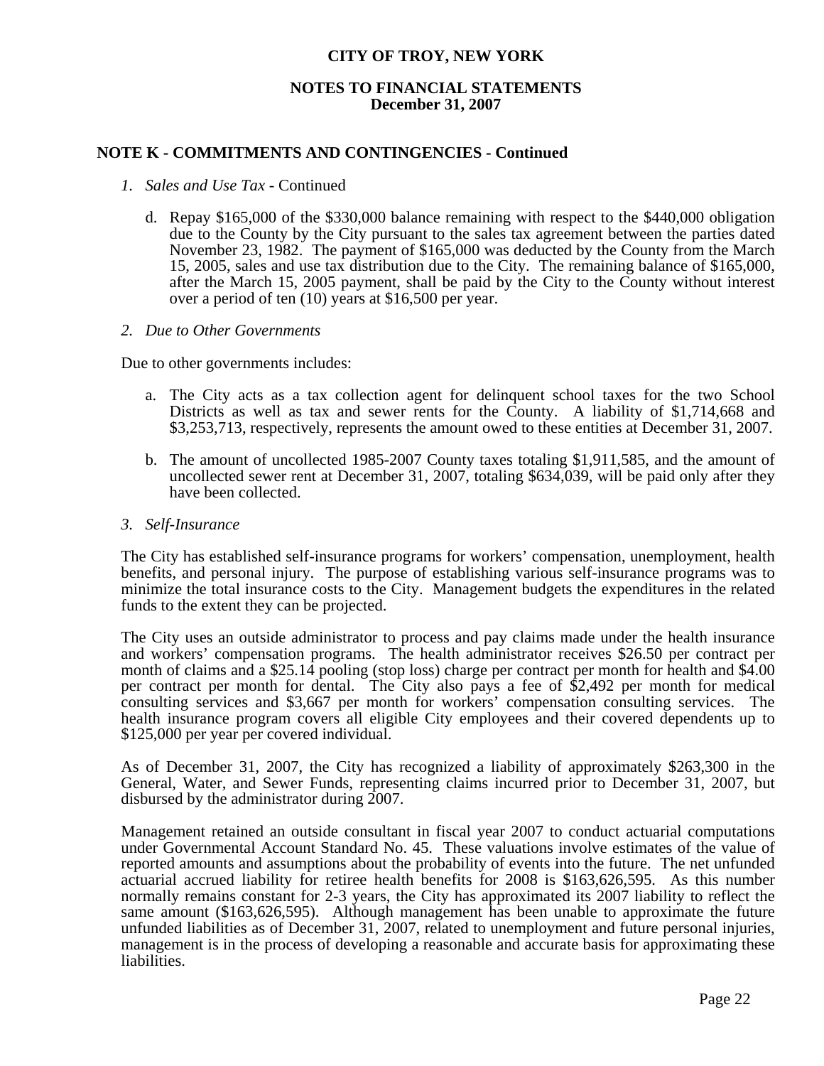## NOTE K - COMMITMENTS AND CONTINGENCIES - Continued

*1. Sales and Use Tax* - Continued

d. Repay \$165,000 of the \$330,000 balance remaining with respect to the \$440,000 obligation due to the County by the City pursuant to the sales tax agreement between the parties dated November 23, 1982. The payment of \$165,000 was deducted by the County from the March 15, 2005, sales and use tax distribution due to the City. The remaining balance of \$165,000, after the March 15, 2005 payment, shall be paid by the City to the County without interest over a period of ten (10) years at \$16,500 per year.

*2. Due to Other Governments*

Due to other governments includes:

a. The City acts as a tax collection agent for delinquent school taxes for the two School Districts as well as tax and sewer rents for the County. A liability of \$1,714,668 and \$3,253,713, respectively, represents the amount owed to these entities at December 31, 2007.

b. The amount of uncollected 1985-2007 County taxes totaling \$1,911,585, and the amount of uncollected sewer rent at December 31, 2007, totaling \$634,039, will be paid only after they have been collected.

*3. Self-Insurance*

The City has established self-insurance programs for workers' compensation, unemployment, health benefits, and personal injury. The purpose of establishing various self-insurance programs was to minimize the total insurance costs to the City. Management budgets the expenditures in the related funds to the extent they can be projected.

The City uses an outside administrator to process and pay claims made under the health insurance and workers' compensation programs. The health administrator receives \$26.50 per contract per month of claims and a \$25.14 pooling (stop loss) charge per contract per month for health and \$4.00 per contract per month for dental. The City also pays a fee of \$2,492 per month for medical consulting services and \$3,667 per month for workers' compensation consulting services. The health insurance program covers all eligible City employees and their covered dependents up to \$125,000 per year per covered individual.

As of December 31, 2007, the City has recognized a liability of approximately \$263,300 in the General, Water, and Sewer Funds, representing claims incurred prior to December 31, 2007, but disbursed by the administrator during 2007.

Management retained an outside consultant in fiscal year 2007 to conduct actuarial computations under Governmental Account Standard No. 45. These valuations involve estimates of the value of reported amounts and assumptions about the probability of events into the future. The net unfunded actuarial accrued liability for retiree health benefits for 2008 is \$163,626,595. As this number normally remains constant for 2-3 years, the City has approximated its 2007 liability to reflect the same amount (\$163,626,595). Although management has been unable to approximate the future unfunded liabilities as of December 31, 2007, related to unemployment and future personal injuries, management is in the process of developing a reasonable and accurate basis for approximating these liabilities.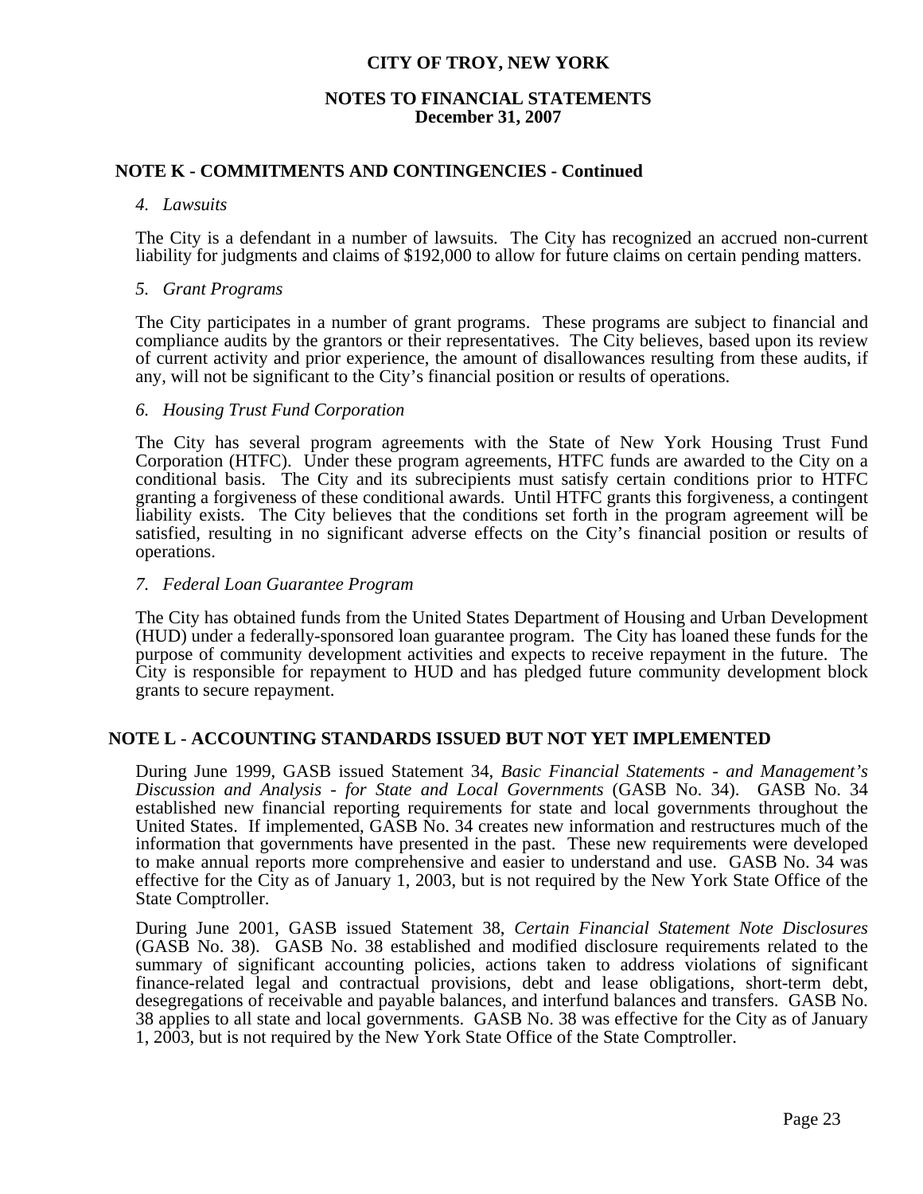# CITY OF TROY, NEW YORK

## NOTES TO FINANCIAL STATEMENTS
**December 31, 2007**

## NOTE K - COMMITMENTS AND CONTINGENCIES - Continued

*4. Lawsuits*

The City is a defendant in a number of lawsuits. The City has recognized an accrued non-current liability for judgments and claims of $192,000 to allow for future claims on certain pending matters.

*5. Grant Programs*

The City participates in a number of grant programs. These programs are subject to financial and compliance audits by the grantors or their representatives. The City believes, based upon its review of current activity and prior experience, the amount of disallowances resulting from these audits, if any, will not be significant to the City's financial position or results of operations.

*6. Housing Trust Fund Corporation*

The City has several program agreements with the State of New York Housing Trust Fund Corporation (HTFC). Under these program agreements, HTFC funds are awarded to the City on a conditional basis. The City and its subrecipients must satisfy certain conditions prior to HTFC granting a forgiveness of these conditional awards. Until HTFC grants this forgiveness, a contingent liability exists. The City believes that the conditions set forth in the program agreement will be satisfied, resulting in no significant adverse effects on the City's financial position or results of operations.

*7. Federal Loan Guarantee Program*

The City has obtained funds from the United States Department of Housing and Urban Development (HUD) under a federally-sponsored loan guarantee program. The City has loaned these funds for the purpose of community development activities and expects to receive repayment in the future. The City is responsible for repayment to HUD and has pledged future community development block grants to secure repayment.

## NOTE L - ACCOUNTING STANDARDS ISSUED BUT NOT YET IMPLEMENTED

During June 1999, GASB issued Statement 34, *Basic Financial Statements - and Management's Discussion and Analysis - for State and Local Governments* (GASB No. 34). GASB No. 34 established new financial reporting requirements for state and local governments throughout the United States. If implemented, GASB No. 34 creates new information and restructures much of the information that governments have presented in the past. These new requirements were developed to make annual reports more comprehensive and easier to understand and use. GASB No. 34 was effective for the City as of January 1, 2003, but is not required by the New York State Office of the State Comptroller.

During June 2001, GASB issued Statement 38, *Certain Financial Statement Note Disclosures* (GASB No. 38). GASB No. 38 established and modified disclosure requirements related to the summary of significant accounting policies, actions taken to address violations of significant finance-related legal and contractual provisions, debt and lease obligations, short-term debt, desegregations of receivable and payable balances, and interfund balances and transfers. GASB No. 38 applies to all state and local governments. GASB No. 38 was effective for the City as of January 1, 2003, but is not required by the New York State Office of the State Comptroller.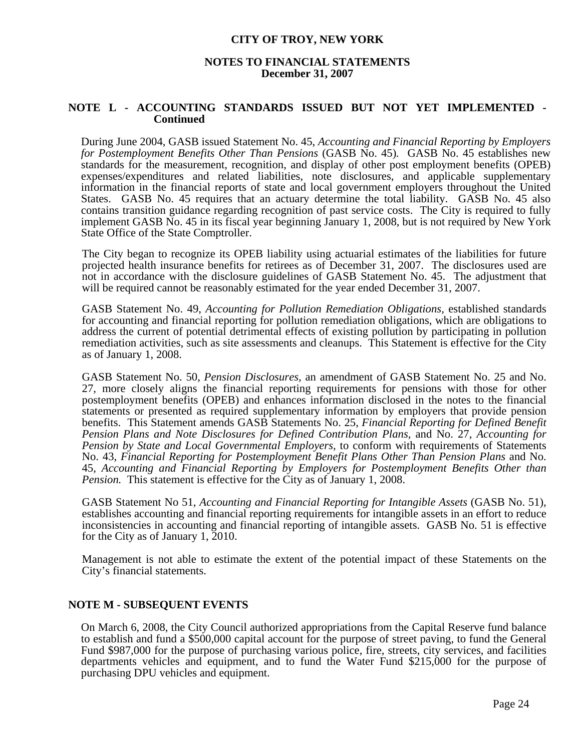**CITY OF TROY, NEW YORK**

**NOTES TO FINANCIAL STATEMENTS**
**December 31, 2007**

## NOTE L - ACCOUNTING STANDARDS ISSUED BUT NOT YET IMPLEMENTED - Continued

During June 2004, GASB issued Statement No. 45, *Accounting and Financial Reporting by Employers for Postemployment Benefits Other Than Pensions* (GASB No. 45). GASB No. 45 establishes new standards for the measurement, recognition, and display of other post employment benefits (OPEB) expenses/expenditures and related liabilities, note disclosures, and applicable supplementary information in the financial reports of state and local government employers throughout the United States. GASB No. 45 requires that an actuary determine the total liability. GASB No. 45 also contains transition guidance regarding recognition of past service costs. The City is required to fully implement GASB No. 45 in its fiscal year beginning January 1, 2008, but is not required by New York State Office of the State Comptroller.

The City began to recognize its OPEB liability using actuarial estimates of the liabilities for future projected health insurance benefits for retirees as of December 31, 2007. The disclosures used are not in accordance with the disclosure guidelines of GASB Statement No. 45. The adjustment that will be required cannot be reasonably estimated for the year ended December 31, 2007.

GASB Statement No. 49, *Accounting for Pollution Remediation Obligations,* established standards for accounting and financial reporting for pollution remediation obligations, which are obligations to address the current of potential detrimental effects of existing pollution by participating in pollution remediation activities, such as site assessments and cleanups. This Statement is effective for the City as of January 1, 2008.

GASB Statement No. 50, *Pension Disclosures,* an amendment of GASB Statement No. 25 and No. 27, more closely aligns the financial reporting requirements for pensions with those for other postemployment benefits (OPEB) and enhances information disclosed in the notes to the financial statements or presented as required supplementary information by employers that provide pension benefits. This Statement amends GASB Statements No. 25, *Financial Reporting for Defined Benefit Pension Plans and Note Disclosures for Defined Contribution Plans,* and No. 27, *Accounting for Pension by State and Local Governmental Employers,* to conform with requirements of Statements No. 43, *Financial Reporting for Postemployment Benefit Plans Other Than Pension Plans* and No. 45, *Accounting and Financial Reporting by Employers for Postemployment Benefits Other than Pension.* This statement is effective for the City as of January 1, 2008.

GASB Statement No 51, *Accounting and Financial Reporting for Intangible Assets* (GASB No. 51), establishes accounting and financial reporting requirements for intangible assets in an effort to reduce inconsistencies in accounting and financial reporting of intangible assets. GASB No. 51 is effective for the City as of January 1, 2010.

Management is not able to estimate the extent of the potential impact of these Statements on the City's financial statements.

## NOTE M - SUBSEQUENT EVENTS

On March 6, 2008, the City Council authorized appropriations from the Capital Reserve fund balance to establish and fund a $500,000 capital account for the purpose of street paving, to fund the General Fund $987,000 for the purpose of purchasing various police, fire, streets, city services, and facilities departments vehicles and equipment, and to fund the Water Fund $215,000 for the purpose of purchasing DPU vehicles and equipment.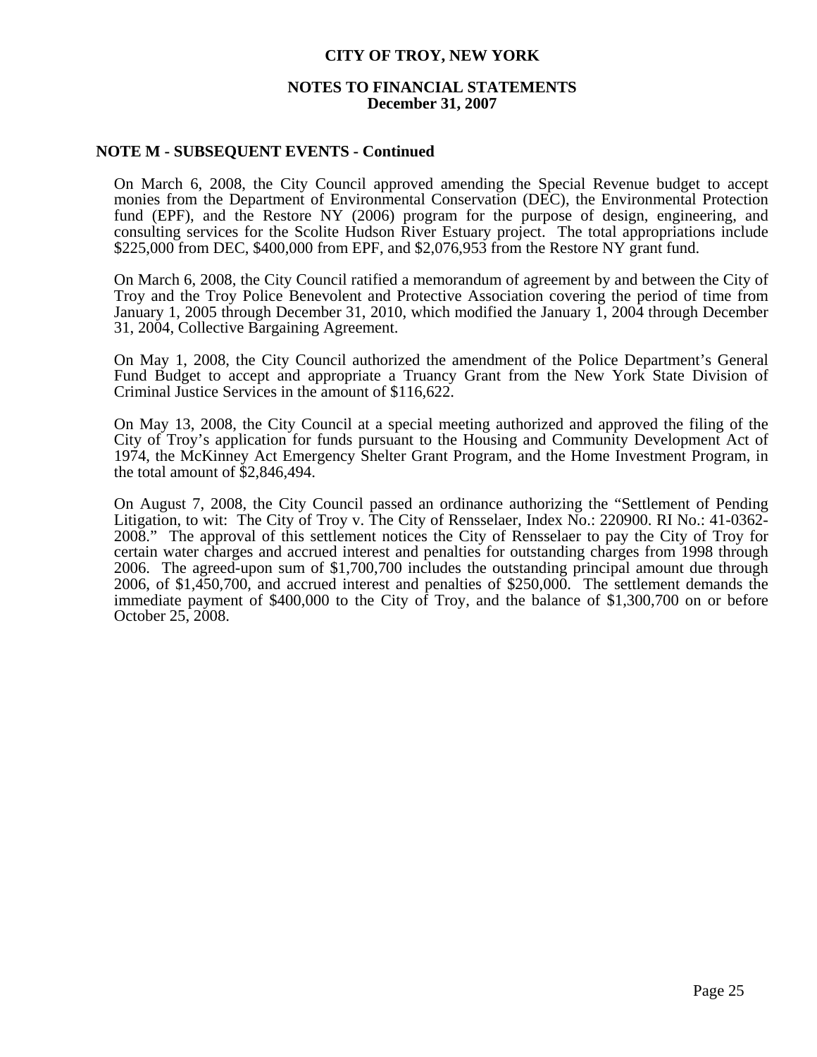# CITY OF TROY, NEW YORK

## NOTES TO FINANCIAL STATEMENTS
## December 31, 2007

### NOTE M - SUBSEQUENT EVENTS - Continued

On March 6, 2008, the City Council approved amending the Special Revenue budget to accept monies from the Department of Environmental Conservation (DEC), the Environmental Protection fund (EPF), and the Restore NY (2006) program for the purpose of design, engineering, and consulting services for the Scolite Hudson River Estuary project. The total appropriations include $225,000 from DEC, $400,000 from EPF, and $2,076,953 from the Restore NY grant fund.

On March 6, 2008, the City Council ratified a memorandum of agreement by and between the City of Troy and the Troy Police Benevolent and Protective Association covering the period of time from January 1, 2005 through December 31, 2010, which modified the January 1, 2004 through December 31, 2004, Collective Bargaining Agreement.

On May 1, 2008, the City Council authorized the amendment of the Police Department's General Fund Budget to accept and appropriate a Truancy Grant from the New York State Division of Criminal Justice Services in the amount of $116,622.

On May 13, 2008, the City Council at a special meeting authorized and approved the filing of the City of Troy's application for funds pursuant to the Housing and Community Development Act of 1974, the McKinney Act Emergency Shelter Grant Program, and the Home Investment Program, in the total amount of $2,846,494.

On August 7, 2008, the City Council passed an ordinance authorizing the "Settlement of Pending Litigation, to wit: The City of Troy v. The City of Rensselaer, Index No.: 220900. RI No.: 41-0362-2008." The approval of this settlement notices the City of Rensselaer to pay the City of Troy for certain water charges and accrued interest and penalties for outstanding charges from 1998 through 2006. The agreed-upon sum of $1,700,700 includes the outstanding principal amount due through 2006, of $1,450,700, and accrued interest and penalties of $250,000. The settlement demands the immediate payment of $400,000 to the City of Troy, and the balance of $1,300,700 on or before October 25, 2008.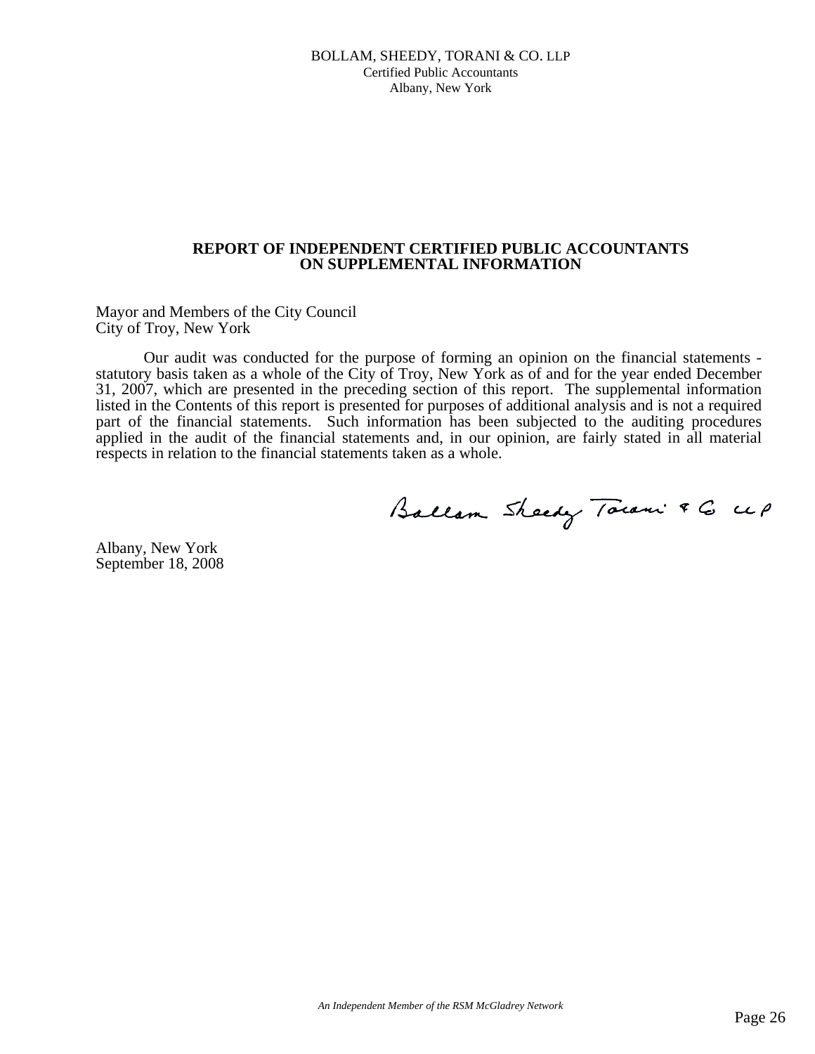BOLLAM, SHEEDY, TORANI & CO. LLP
Certified Public Accountants
Albany, New York

## REPORT OF INDEPENDENT CERTIFIED PUBLIC ACCOUNTANTS ON SUPPLEMENTAL INFORMATION

Mayor and Members of the City Council
City of Troy, New York

Our audit was conducted for the purpose of forming an opinion on the financial statements - statutory basis taken as a whole of the City of Troy, New York as of and for the year ended December 31, 2007, which are presented in the preceding section of this report. The supplemental information listed in the Contents of this report is presented for purposes of additional analysis and is not a required part of the financial statements. Such information has been subjected to the auditing procedures applied in the audit of the financial statements and, in our opinion, are fairly stated in all material respects in relation to the financial statements taken as a whole.

Bollam Sheedy Torani & Co LLP

Albany, New York
September 18, 2008

*An Independent Member of the RSM McGladrey Network*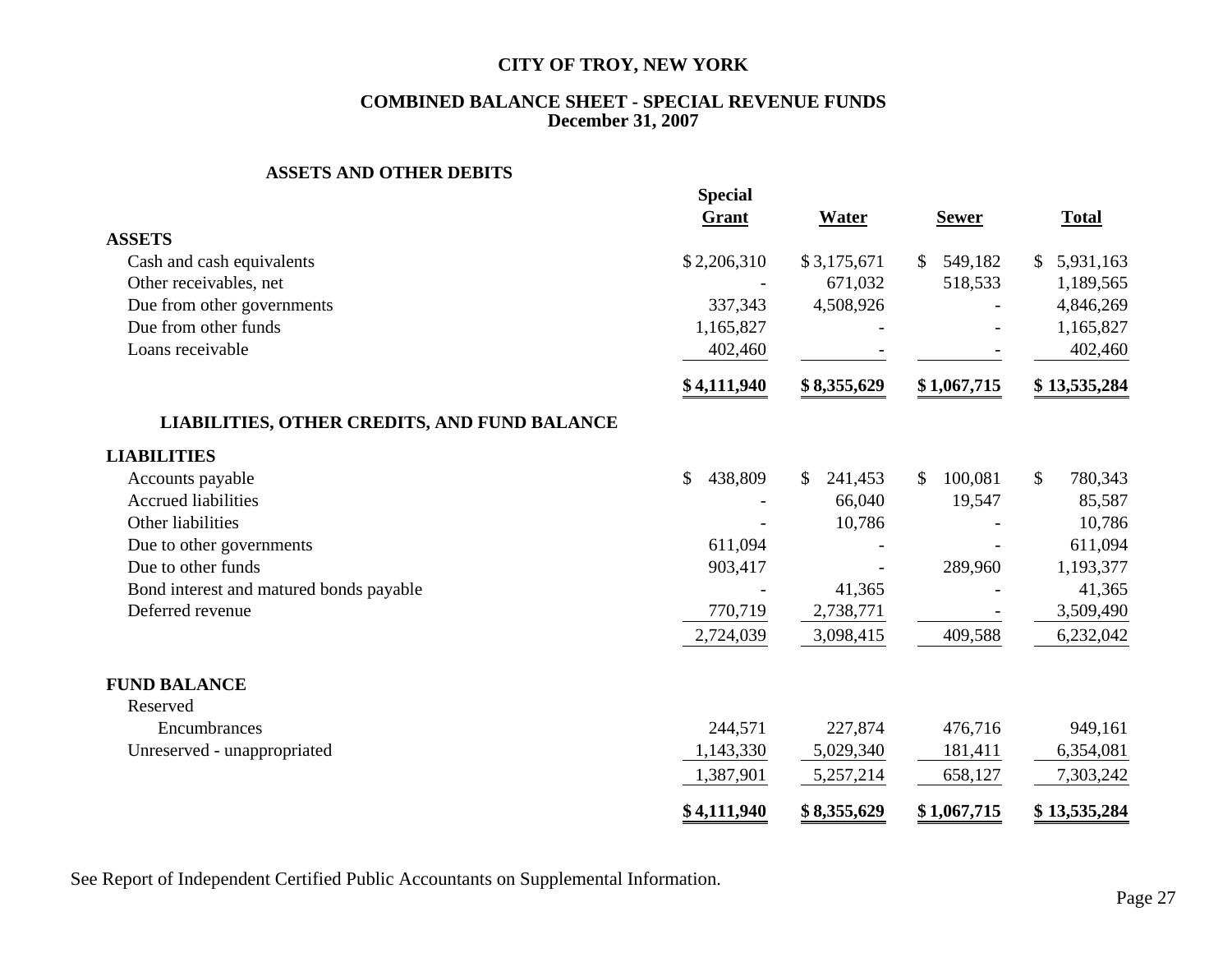# CITY OF TROY, NEW YORK

## COMBINED BALANCE SHEET - SPECIAL REVENUE FUNDS
## December 31, 2007

### ASSETS AND OTHER DEBITS

| | Special Grant | Water | Sewer | Total |
|---|---|---|---|---|
| **ASSETS** | | | | |
| Cash and cash equivalents | $ 2,206,310 | $ 3,175,671 | $ 549,182 | $ 5,931,163 |
| Other receivables, net | - | 671,032 | 518,533 | 1,189,565 |
| Due from other governments | 337,343 | 4,508,926 | - | 4,846,269 |
| Due from other funds | 1,165,827 | - | - | 1,165,827 |
| Loans receivable | 402,460 | - | - | 402,460 |
| | **$ 4,111,940** | **$ 8,355,629** | **$ 1,067,715** | **$ 13,535,284** |
| **LIABILITIES, OTHER CREDITS, AND FUND BALANCE** | | | | |
| **LIABILITIES** | | | | |
| Accounts payable | $ 438,809 | $ 241,453 | $ 100,081 | $ 780,343 |
| Accrued liabilities | - | 66,040 | 19,547 | 85,587 |
| Other liabilities | - | 10,786 | - | 10,786 |
| Due to other governments | 611,094 | - | - | 611,094 |
| Due to other funds | 903,417 | - | 289,960 | 1,193,377 |
| Bond interest and matured bonds payable | - | 41,365 | - | 41,365 |
| Deferred revenue | 770,719 | 2,738,771 | - | 3,509,490 |
| | 2,724,039 | 3,098,415 | 409,588 | 6,232,042 |
| **FUND BALANCE** | | | | |
| Reserved | | | | |
| Encumbrances | 244,571 | 227,874 | 476,716 | 949,161 |
| Unreserved - unappropriated | 1,143,330 | 5,029,340 | 181,411 | 6,354,081 |
| | 1,387,901 | 5,257,214 | 658,127 | 7,303,242 |
| | **$ 4,111,940** | **$ 8,355,629** | **$ 1,067,715** | **$ 13,535,284** |

See Report of Independent Certified Public Accountants on Supplemental Information.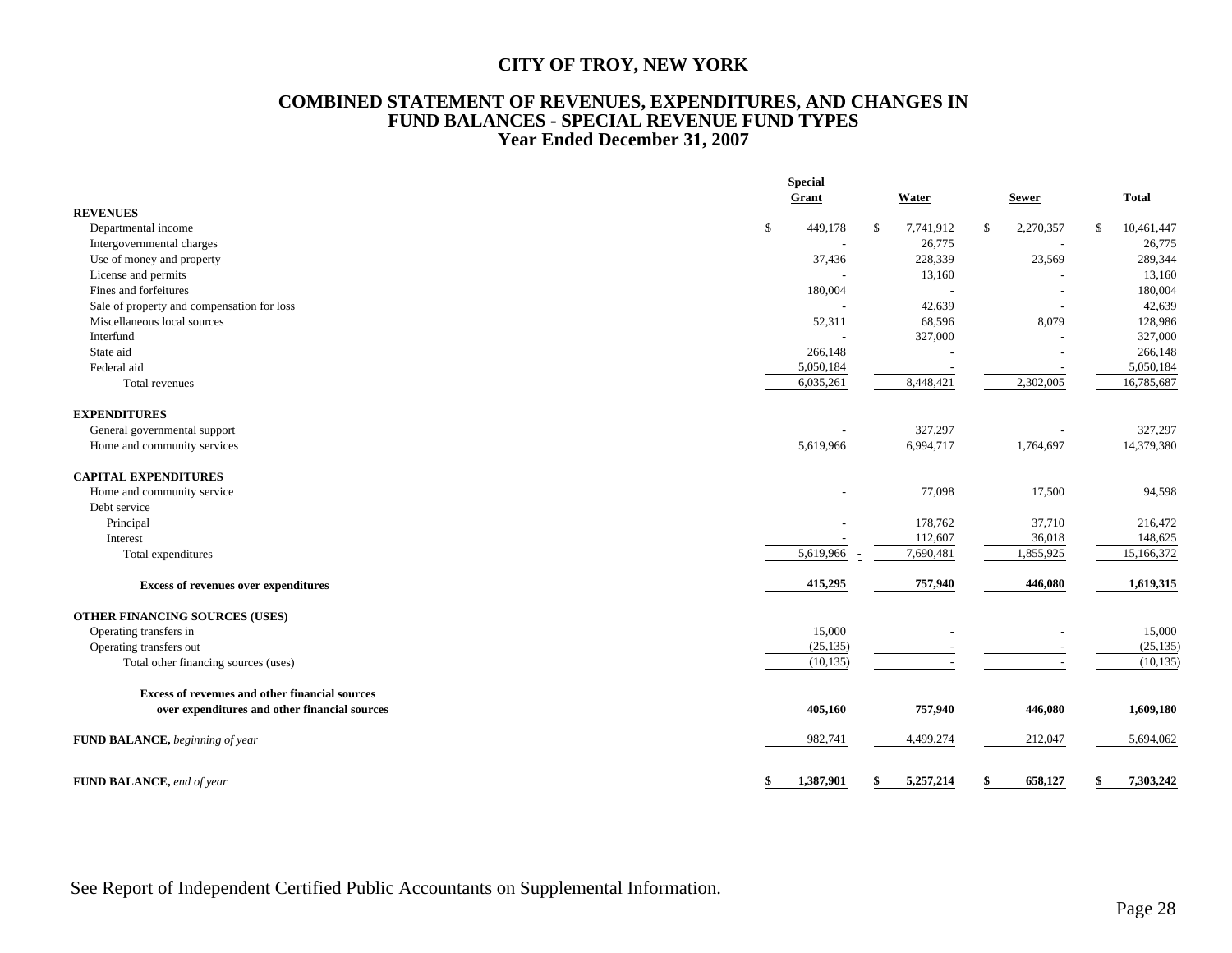# CITY OF TROY, NEW YORK

## COMBINED STATEMENT OF REVENUES, EXPENDITURES, AND CHANGES IN FUND BALANCES - SPECIAL REVENUE FUND TYPES
## Year Ended December 31, 2007

| | Special Grant | Water | Sewer | Total |
|---|---|---|---|---|
| **REVENUES** | | | | |
| Departmental income | $ 449,178 | $ 7,741,912 | $ 2,270,357 | $ 10,461,447 |
| Intergovernmental charges | - | 26,775 | - | 26,775 |
| Use of money and property | 37,436 | 228,339 | 23,569 | 289,344 |
| License and permits | - | 13,160 | - | 13,160 |
| Fines and forfeitures | 180,004 | - | - | 180,004 |
| Sale of property and compensation for loss | - | 42,639 | - | 42,639 |
| Miscellaneous local sources | 52,311 | 68,596 | 8,079 | 128,986 |
| Interfund | - | 327,000 | - | 327,000 |
| State aid | 266,148 | - | - | 266,148 |
| Federal aid | 5,050,184 | - | - | 5,050,184 |
| Total revenues | 6,035,261 | 8,448,421 | 2,302,005 | 16,785,687 |
| **EXPENDITURES** | | | | |
| General governmental support | - | 327,297 | - | 327,297 |
| Home and community services | 5,619,966 | 6,994,717 | 1,764,697 | 14,379,380 |
| **CAPITAL EXPENDITURES** | | | | |
| Home and community service | - | 77,098 | 17,500 | 94,598 |
| Debt service | | | | |
| Principal | - | 178,762 | 37,710 | 216,472 |
| Interest | - | 112,607 | 36,018 | 148,625 |
| Total expenditures | 5,619,966 - | 7,690,481 | 1,855,925 | 15,166,372 |
| **Excess of revenues over expenditures** | **415,295** | **757,940** | **446,080** | **1,619,315** |
| **OTHER FINANCING SOURCES (USES)** | | | | |
| Operating transfers in | 15,000 | - | - | 15,000 |
| Operating transfers out | (25,135) | - | - | (25,135) |
| Total other financing sources (uses) | (10,135) | - | - | (10,135) |
| **Excess of revenues and other financial sources over expenditures and other financial sources** | **405,160** | **757,940** | **446,080** | **1,609,180** |
| **FUND BALANCE,** *beginning of year* | 982,741 | 4,499,274 | 212,047 | 5,694,062 |
| **FUND BALANCE,** *end of year* | **$ 1,387,901** | **$ 5,257,214** | **$ 658,127** | **$ 7,303,242** |

See Report of Independent Certified Public Accountants on Supplemental Information.